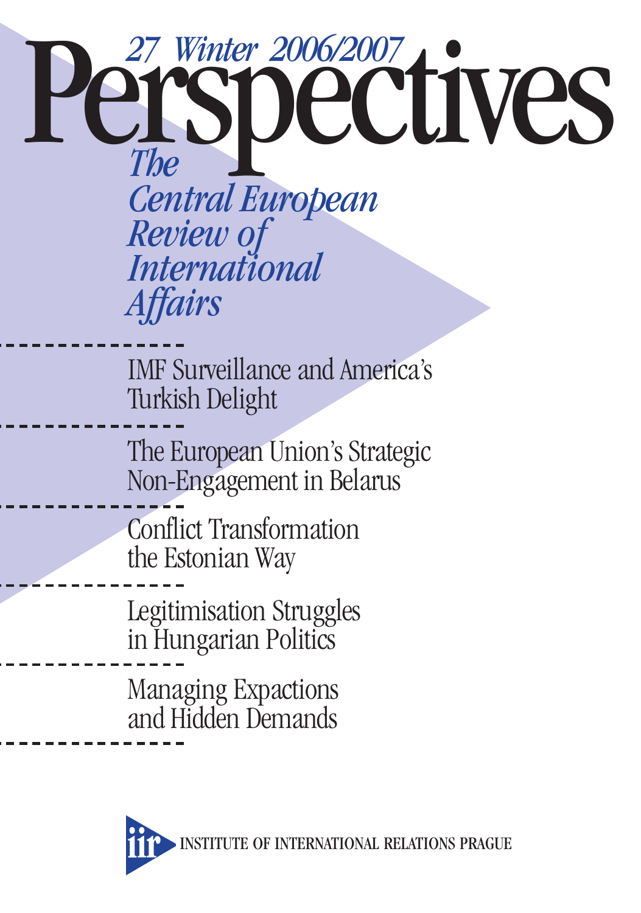27 Winter 2006/2007

# Perspectives

*The Central European Review of International Affairs*

---

IMF Surveillance and America's Turkish Delight

---

The European Union's Strategic Non-Engagement in Belarus

---

Conflict Transformation the Estonian Way

---

Legitimisation Struggles in Hungarian Politics

---

Managing Expactions and Hidden Demands

---

iir INSTITUTE OF INTERNATIONAL RELATIONS PRAGUE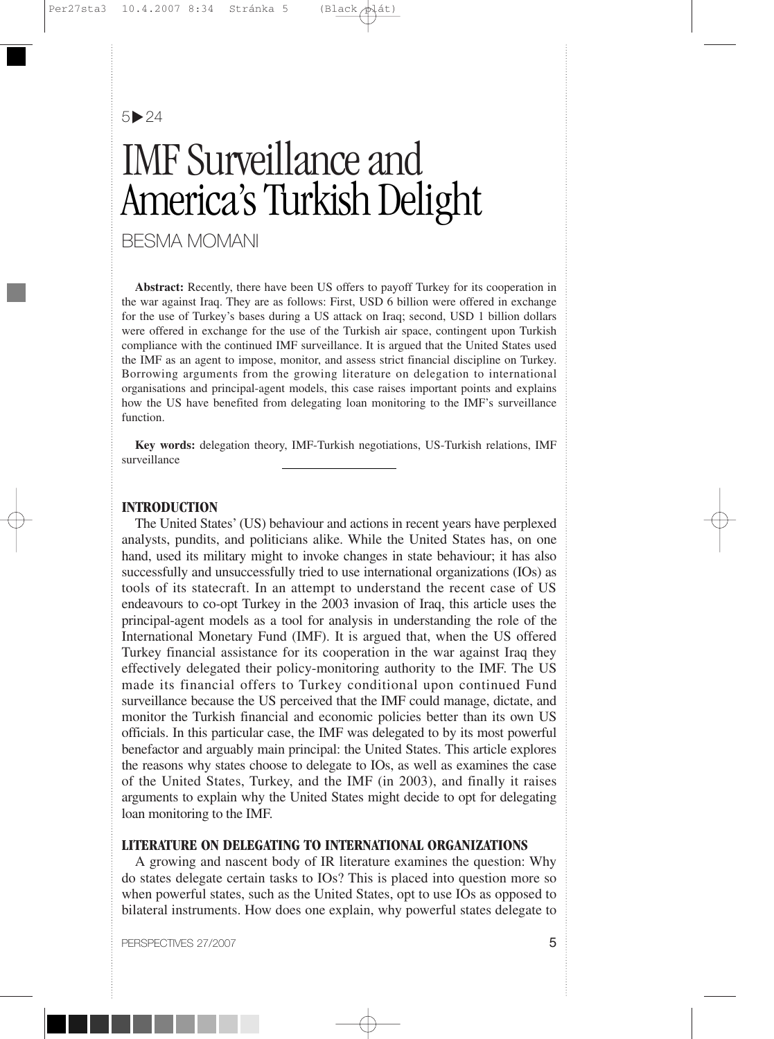5▶24

# IMF Surveillance and America's Turkish Delight

BESMA MOMANI

**Abstract:** Recently, there have been US offers to payoff Turkey for its cooperation in the war against Iraq. They are as follows: First, USD 6 billion were offered in exchange for the use of Turkey's bases during a US attack on Iraq; second, USD 1 billion dollars were offered in exchange for the use of the Turkish air space, contingent upon Turkish compliance with the continued IMF surveillance. It is argued that the United States used the IMF as an agent to impose, monitor, and assess strict financial discipline on Turkey. Borrowing arguments from the growing literature on delegation to international organisations and principal-agent models, this case raises important points and explains how the US have benefited from delegating loan monitoring to the IMF's surveillance function.

**Key words:** delegation theory, IMF-Turkish negotiations, US-Turkish relations, IMF surveillance

## INTRODUCTION

The United States' (US) behaviour and actions in recent years have perplexed analysts, pundits, and politicians alike. While the United States has, on one hand, used its military might to invoke changes in state behaviour; it has also successfully and unsuccessfully tried to use international organizations (IOs) as tools of its statecraft. In an attempt to understand the recent case of US endeavours to co-opt Turkey in the 2003 invasion of Iraq, this article uses the principal-agent models as a tool for analysis in understanding the role of the International Monetary Fund (IMF). It is argued that, when the US offered Turkey financial assistance for its cooperation in the war against Iraq they effectively delegated their policy-monitoring authority to the IMF. The US made its financial offers to Turkey conditional upon continued Fund surveillance because the US perceived that the IMF could manage, dictate, and monitor the Turkish financial and economic policies better than its own US officials. In this particular case, the IMF was delegated to by its most powerful benefactor and arguably main principal: the United States. This article explores the reasons why states choose to delegate to IOs, as well as examines the case of the United States, Turkey, and the IMF (in 2003), and finally it raises arguments to explain why the United States might decide to opt for delegating loan monitoring to the IMF.

## LITERATURE ON DELEGATING TO INTERNATIONAL ORGANIZATIONS

A growing and nascent body of IR literature examines the question: Why do states delegate certain tasks to IOs? This is placed into question more so when powerful states, such as the United States, opt to use IOs as opposed to bilateral instruments. How does one explain, why powerful states delegate to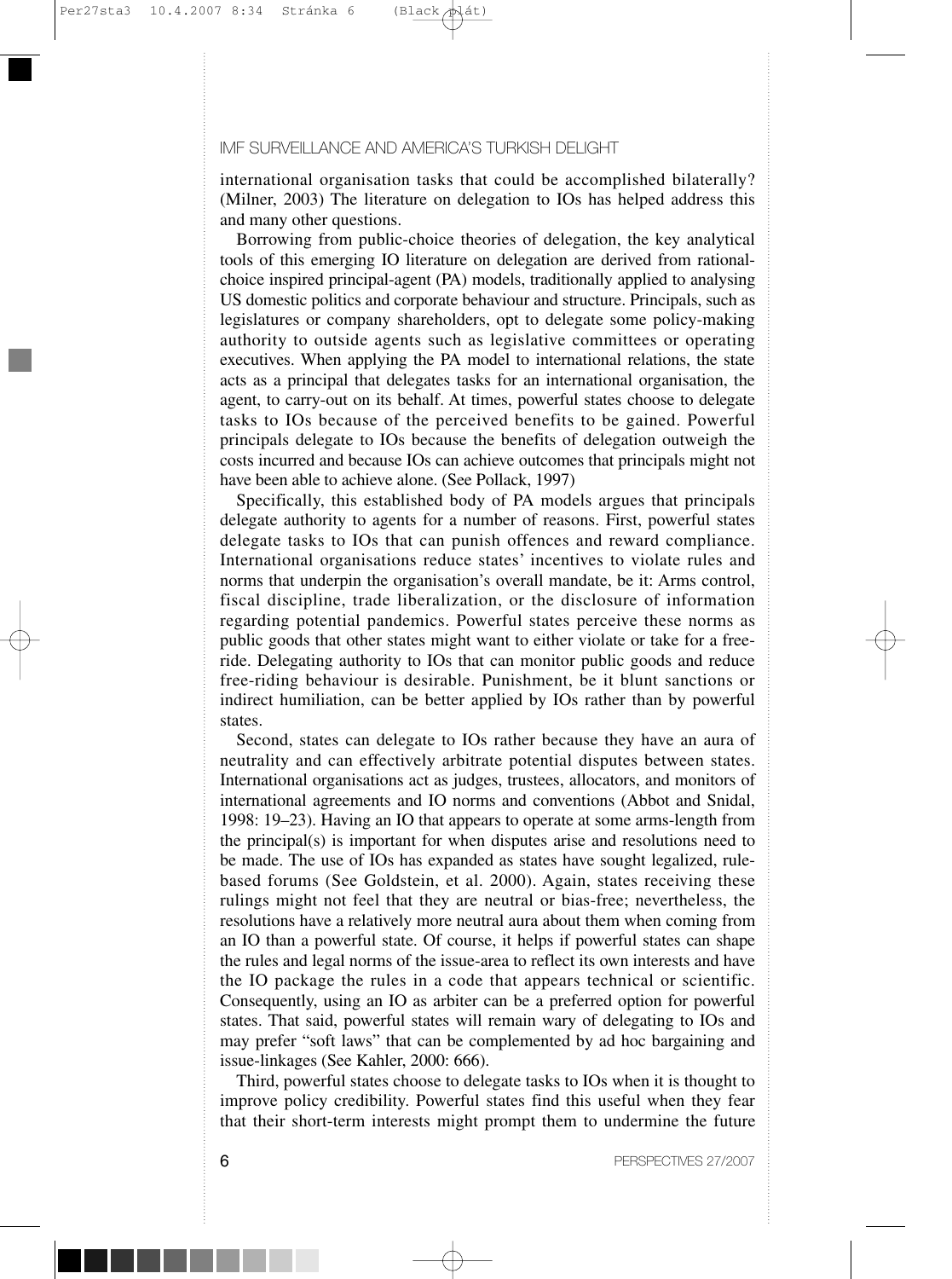international organisation tasks that could be accomplished bilaterally? (Milner, 2003) The literature on delegation to IOs has helped address this and many other questions.

Borrowing from public-choice theories of delegation, the key analytical tools of this emerging IO literature on delegation are derived from rational-choice inspired principal-agent (PA) models, traditionally applied to analysing US domestic politics and corporate behaviour and structure. Principals, such as legislatures or company shareholders, opt to delegate some policy-making authority to outside agents such as legislative committees or operating executives. When applying the PA model to international relations, the state acts as a principal that delegates tasks for an international organisation, the agent, to carry-out on its behalf. At times, powerful states choose to delegate tasks to IOs because of the perceived benefits to be gained. Powerful principals delegate to IOs because the benefits of delegation outweigh the costs incurred and because IOs can achieve outcomes that principals might not have been able to achieve alone. (See Pollack, 1997)

Specifically, this established body of PA models argues that principals delegate authority to agents for a number of reasons. First, powerful states delegate tasks to IOs that can punish offences and reward compliance. International organisations reduce states' incentives to violate rules and norms that underpin the organisation's overall mandate, be it: Arms control, fiscal discipline, trade liberalization, or the disclosure of information regarding potential pandemics. Powerful states perceive these norms as public goods that other states might want to either violate or take for a free-ride. Delegating authority to IOs that can monitor public goods and reduce free-riding behaviour is desirable. Punishment, be it blunt sanctions or indirect humiliation, can be better applied by IOs rather than by powerful states.

Second, states can delegate to IOs rather because they have an aura of neutrality and can effectively arbitrate potential disputes between states. International organisations act as judges, trustees, allocators, and monitors of international agreements and IO norms and conventions (Abbot and Snidal, 1998: 19–23). Having an IO that appears to operate at some arms-length from the principal(s) is important for when disputes arise and resolutions need to be made. The use of IOs has expanded as states have sought legalized, rule-based forums (See Goldstein, et al. 2000). Again, states receiving these rulings might not feel that they are neutral or bias-free; nevertheless, the resolutions have a relatively more neutral aura about them when coming from an IO than a powerful state. Of course, it helps if powerful states can shape the rules and legal norms of the issue-area to reflect its own interests and have the IO package the rules in a code that appears technical or scientific. Consequently, using an IO as arbiter can be a preferred option for powerful states. That said, powerful states will remain wary of delegating to IOs and may prefer "soft laws" that can be complemented by ad hoc bargaining and issue-linkages (See Kahler, 2000: 666).

Third, powerful states choose to delegate tasks to IOs when it is thought to improve policy credibility. Powerful states find this useful when they fear that their short-term interests might prompt them to undermine the future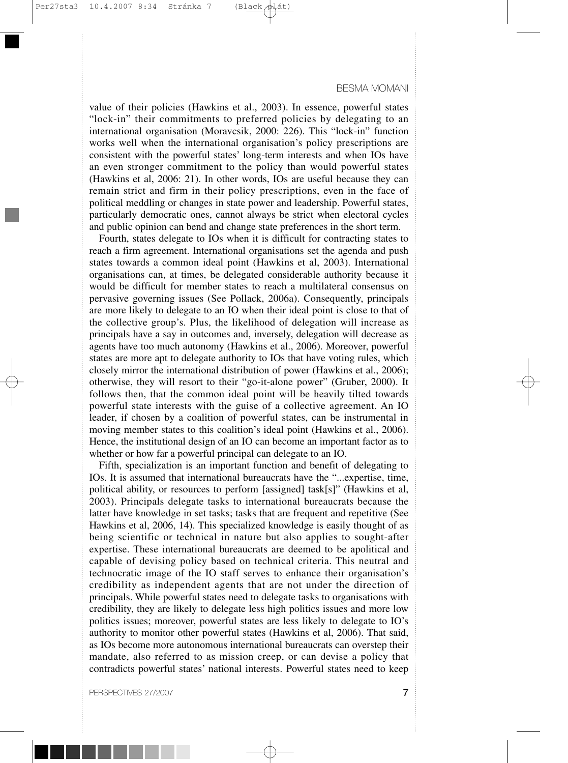value of their policies (Hawkins et al., 2003). In essence, powerful states "lock-in" their commitments to preferred policies by delegating to an international organisation (Moravcsik, 2000: 226). This "lock-in" function works well when the international organisation's policy prescriptions are consistent with the powerful states' long-term interests and when IOs have an even stronger commitment to the policy than would powerful states (Hawkins et al, 2006: 21). In other words, IOs are useful because they can remain strict and firm in their policy prescriptions, even in the face of political meddling or changes in state power and leadership. Powerful states, particularly democratic ones, cannot always be strict when electoral cycles and public opinion can bend and change state preferences in the short term.

Fourth, states delegate to IOs when it is difficult for contracting states to reach a firm agreement. International organisations set the agenda and push states towards a common ideal point (Hawkins et al, 2003). International organisations can, at times, be delegated considerable authority because it would be difficult for member states to reach a multilateral consensus on pervasive governing issues (See Pollack, 2006a). Consequently, principals are more likely to delegate to an IO when their ideal point is close to that of the collective group's. Plus, the likelihood of delegation will increase as principals have a say in outcomes and, inversely, delegation will decrease as agents have too much autonomy (Hawkins et al., 2006). Moreover, powerful states are more apt to delegate authority to IOs that have voting rules, which closely mirror the international distribution of power (Hawkins et al., 2006); otherwise, they will resort to their "go-it-alone power" (Gruber, 2000). It follows then, that the common ideal point will be heavily tilted towards powerful state interests with the guise of a collective agreement. An IO leader, if chosen by a coalition of powerful states, can be instrumental in moving member states to this coalition's ideal point (Hawkins et al., 2006). Hence, the institutional design of an IO can become an important factor as to whether or how far a powerful principal can delegate to an IO.

Fifth, specialization is an important function and benefit of delegating to IOs. It is assumed that international bureaucrats have the "...expertise, time, political ability, or resources to perform [assigned] task[s]" (Hawkins et al, 2003). Principals delegate tasks to international bureaucrats because the latter have knowledge in set tasks; tasks that are frequent and repetitive (See Hawkins et al, 2006, 14). This specialized knowledge is easily thought of as being scientific or technical in nature but also applies to sought-after expertise. These international bureaucrats are deemed to be apolitical and capable of devising policy based on technical criteria. This neutral and technocratic image of the IO staff serves to enhance their organisation's credibility as independent agents that are not under the direction of principals. While powerful states need to delegate tasks to organisations with credibility, they are likely to delegate less high politics issues and more low politics issues; moreover, powerful states are less likely to delegate to IO's authority to monitor other powerful states (Hawkins et al, 2006). That said, as IOs become more autonomous international bureaucrats can overstep their mandate, also referred to as mission creep, or can devise a policy that contradicts powerful states' national interests. Powerful states need to keep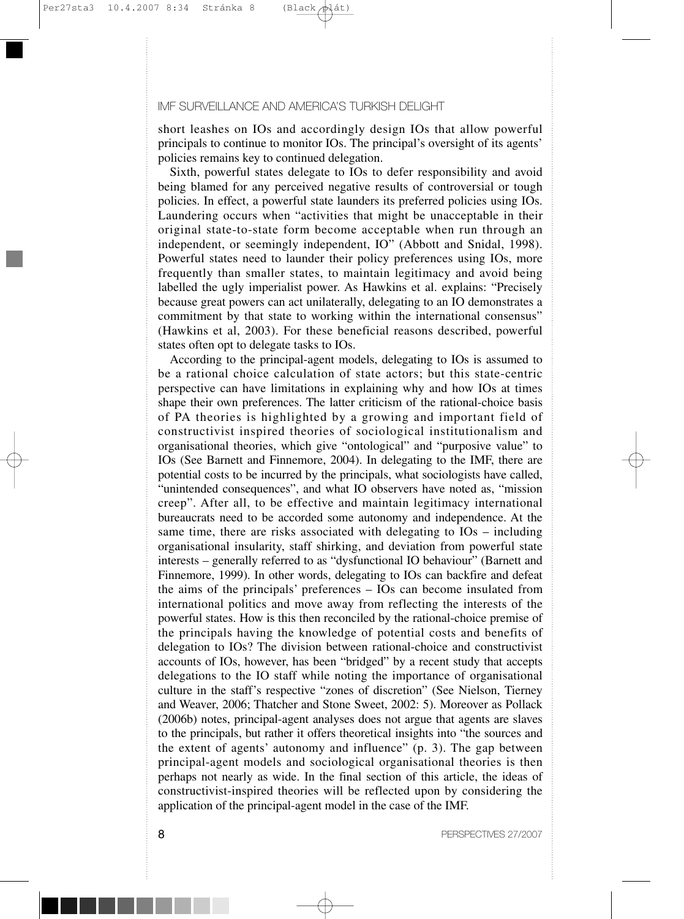short leashes on IOs and accordingly design IOs that allow powerful principals to continue to monitor IOs. The principal's oversight of its agents' policies remains key to continued delegation.

Sixth, powerful states delegate to IOs to defer responsibility and avoid being blamed for any perceived negative results of controversial or tough policies. In effect, a powerful state launders its preferred policies using IOs. Laundering occurs when "activities that might be unacceptable in their original state-to-state form become acceptable when run through an independent, or seemingly independent, IO" (Abbott and Snidal, 1998). Powerful states need to launder their policy preferences using IOs, more frequently than smaller states, to maintain legitimacy and avoid being labelled the ugly imperialist power. As Hawkins et al. explains: "Precisely because great powers can act unilaterally, delegating to an IO demonstrates a commitment by that state to working within the international consensus" (Hawkins et al, 2003). For these beneficial reasons described, powerful states often opt to delegate tasks to IOs.

According to the principal-agent models, delegating to IOs is assumed to be a rational choice calculation of state actors; but this state-centric perspective can have limitations in explaining why and how IOs at times shape their own preferences. The latter criticism of the rational-choice basis of PA theories is highlighted by a growing and important field of constructivist inspired theories of sociological institutionalism and organisational theories, which give "ontological" and "purposive value" to IOs (See Barnett and Finnemore, 2004). In delegating to the IMF, there are potential costs to be incurred by the principals, what sociologists have called, "unintended consequences", and what IO observers have noted as, "mission creep". After all, to be effective and maintain legitimacy international bureaucrats need to be accorded some autonomy and independence. At the same time, there are risks associated with delegating to IOs – including organisational insularity, staff shirking, and deviation from powerful state interests – generally referred to as "dysfunctional IO behaviour" (Barnett and Finnemore, 1999). In other words, delegating to IOs can backfire and defeat the aims of the principals' preferences – IOs can become insulated from international politics and move away from reflecting the interests of the powerful states. How is this then reconciled by the rational-choice premise of the principals having the knowledge of potential costs and benefits of delegation to IOs? The division between rational-choice and constructivist accounts of IOs, however, has been "bridged" by a recent study that accepts delegations to the IO staff while noting the importance of organisational culture in the staff's respective "zones of discretion" (See Nielson, Tierney and Weaver, 2006; Thatcher and Stone Sweet, 2002: 5). Moreover as Pollack (2006b) notes, principal-agent analyses does not argue that agents are slaves to the principals, but rather it offers theoretical insights into "the sources and the extent of agents' autonomy and influence" (p. 3). The gap between principal-agent models and sociological organisational theories is then perhaps not nearly as wide. In the final section of this article, the ideas of constructivist-inspired theories will be reflected upon by considering the application of the principal-agent model in the case of the IMF.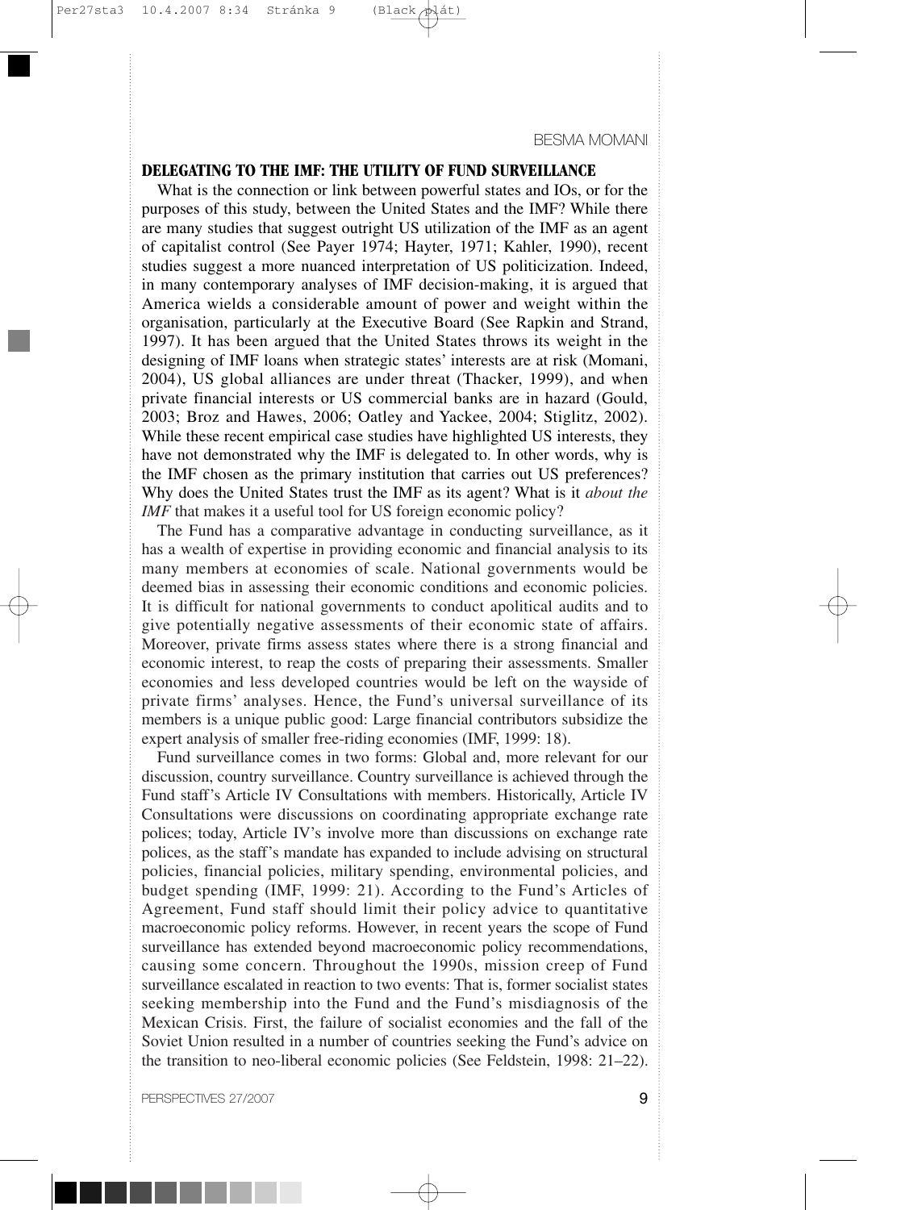## DELEGATING TO THE IMF: THE UTILITY OF FUND SURVEILLANCE

What is the connection or link between powerful states and IOs, or for the purposes of this study, between the United States and the IMF? While there are many studies that suggest outright US utilization of the IMF as an agent of capitalist control (See Payer 1974; Hayter, 1971; Kahler, 1990), recent studies suggest a more nuanced interpretation of US politicization. Indeed, in many contemporary analyses of IMF decision-making, it is argued that America wields a considerable amount of power and weight within the organisation, particularly at the Executive Board (See Rapkin and Strand, 1997). It has been argued that the United States throws its weight in the designing of IMF loans when strategic states' interests are at risk (Momani, 2004), US global alliances are under threat (Thacker, 1999), and when private financial interests or US commercial banks are in hazard (Gould, 2003; Broz and Hawes, 2006; Oatley and Yackee, 2004; Stiglitz, 2002). While these recent empirical case studies have highlighted US interests, they have not demonstrated why the IMF is delegated to. In other words, why is the IMF chosen as the primary institution that carries out US preferences? Why does the United States trust the IMF as its agent? What is it *about the IMF* that makes it a useful tool for US foreign economic policy?

The Fund has a comparative advantage in conducting surveillance, as it has a wealth of expertise in providing economic and financial analysis to its many members at economies of scale. National governments would be deemed bias in assessing their economic conditions and economic policies. It is difficult for national governments to conduct apolitical audits and to give potentially negative assessments of their economic state of affairs. Moreover, private firms assess states where there is a strong financial and economic interest, to reap the costs of preparing their assessments. Smaller economies and less developed countries would be left on the wayside of private firms' analyses. Hence, the Fund's universal surveillance of its members is a unique public good: Large financial contributors subsidize the expert analysis of smaller free-riding economies (IMF, 1999: 18).

Fund surveillance comes in two forms: Global and, more relevant for our discussion, country surveillance. Country surveillance is achieved through the Fund staff's Article IV Consultations with members. Historically, Article IV Consultations were discussions on coordinating appropriate exchange rate polices; today, Article IV's involve more than discussions on exchange rate polices, as the staff's mandate has expanded to include advising on structural policies, financial policies, military spending, environmental policies, and budget spending (IMF, 1999: 21). According to the Fund's Articles of Agreement, Fund staff should limit their policy advice to quantitative macroeconomic policy reforms. However, in recent years the scope of Fund surveillance has extended beyond macroeconomic policy recommendations, causing some concern. Throughout the 1990s, mission creep of Fund surveillance escalated in reaction to two events: That is, former socialist states seeking membership into the Fund and the Fund's misdiagnosis of the Mexican Crisis. First, the failure of socialist economies and the fall of the Soviet Union resulted in a number of countries seeking the Fund's advice on the transition to neo-liberal economic policies (See Feldstein, 1998: 21–22).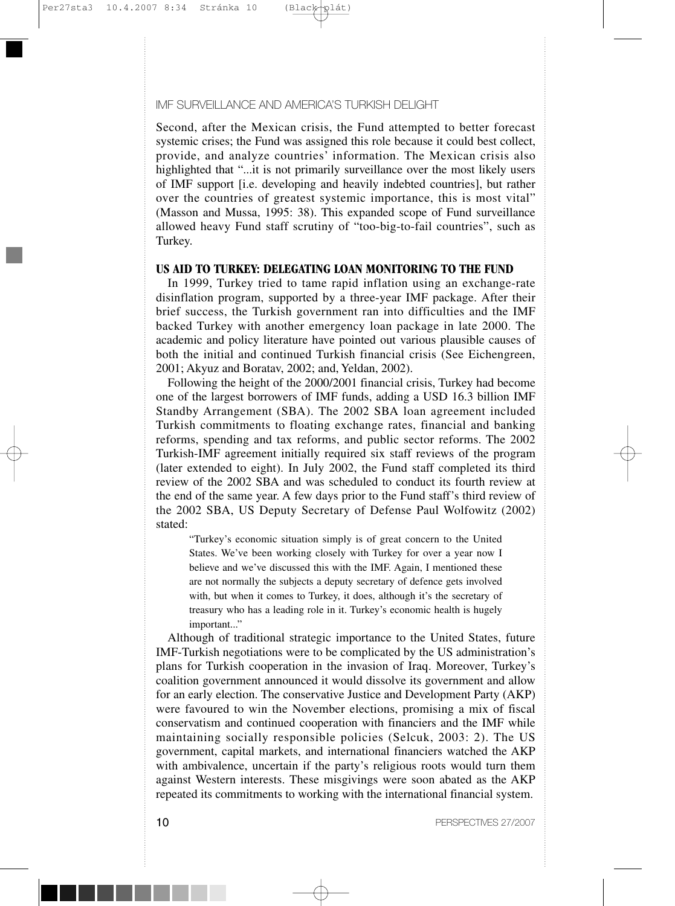Second, after the Mexican crisis, the Fund attempted to better forecast systemic crises; the Fund was assigned this role because it could best collect, provide, and analyze countries' information. The Mexican crisis also highlighted that "...it is not primarily surveillance over the most likely users of IMF support [i.e. developing and heavily indebted countries], but rather over the countries of greatest systemic importance, this is most vital" (Masson and Mussa, 1995: 38). This expanded scope of Fund surveillance allowed heavy Fund staff scrutiny of "too-big-to-fail countries", such as Turkey.

## US AID TO TURKEY: DELEGATING LOAN MONITORING TO THE FUND

In 1999, Turkey tried to tame rapid inflation using an exchange-rate disinflation program, supported by a three-year IMF package. After their brief success, the Turkish government ran into difficulties and the IMF backed Turkey with another emergency loan package in late 2000. The academic and policy literature have pointed out various plausible causes of both the initial and continued Turkish financial crisis (See Eichengreen, 2001; Akyuz and Boratav, 2002; and, Yeldan, 2002).

Following the height of the 2000/2001 financial crisis, Turkey had become one of the largest borrowers of IMF funds, adding a USD 16.3 billion IMF Standby Arrangement (SBA). The 2002 SBA loan agreement included Turkish commitments to floating exchange rates, financial and banking reforms, spending and tax reforms, and public sector reforms. The 2002 Turkish-IMF agreement initially required six staff reviews of the program (later extended to eight). In July 2002, the Fund staff completed its third review of the 2002 SBA and was scheduled to conduct its fourth review at the end of the same year. A few days prior to the Fund staff's third review of the 2002 SBA, US Deputy Secretary of Defense Paul Wolfowitz (2002) stated:

> "Turkey's economic situation simply is of great concern to the United States. We've been working closely with Turkey for over a year now I believe and we've discussed this with the IMF. Again, I mentioned these are not normally the subjects a deputy secretary of defence gets involved with, but when it comes to Turkey, it does, although it's the secretary of treasury who has a leading role in it. Turkey's economic health is hugely important..."

Although of traditional strategic importance to the United States, future IMF-Turkish negotiations were to be complicated by the US administration's plans for Turkish cooperation in the invasion of Iraq. Moreover, Turkey's coalition government announced it would dissolve its government and allow for an early election. The conservative Justice and Development Party (AKP) were favoured to win the November elections, promising a mix of fiscal conservatism and continued cooperation with financiers and the IMF while maintaining socially responsible policies (Selcuk, 2003: 2). The US government, capital markets, and international financiers watched the AKP with ambivalence, uncertain if the party's religious roots would turn them against Western interests. These misgivings were soon abated as the AKP repeated its commitments to working with the international financial system.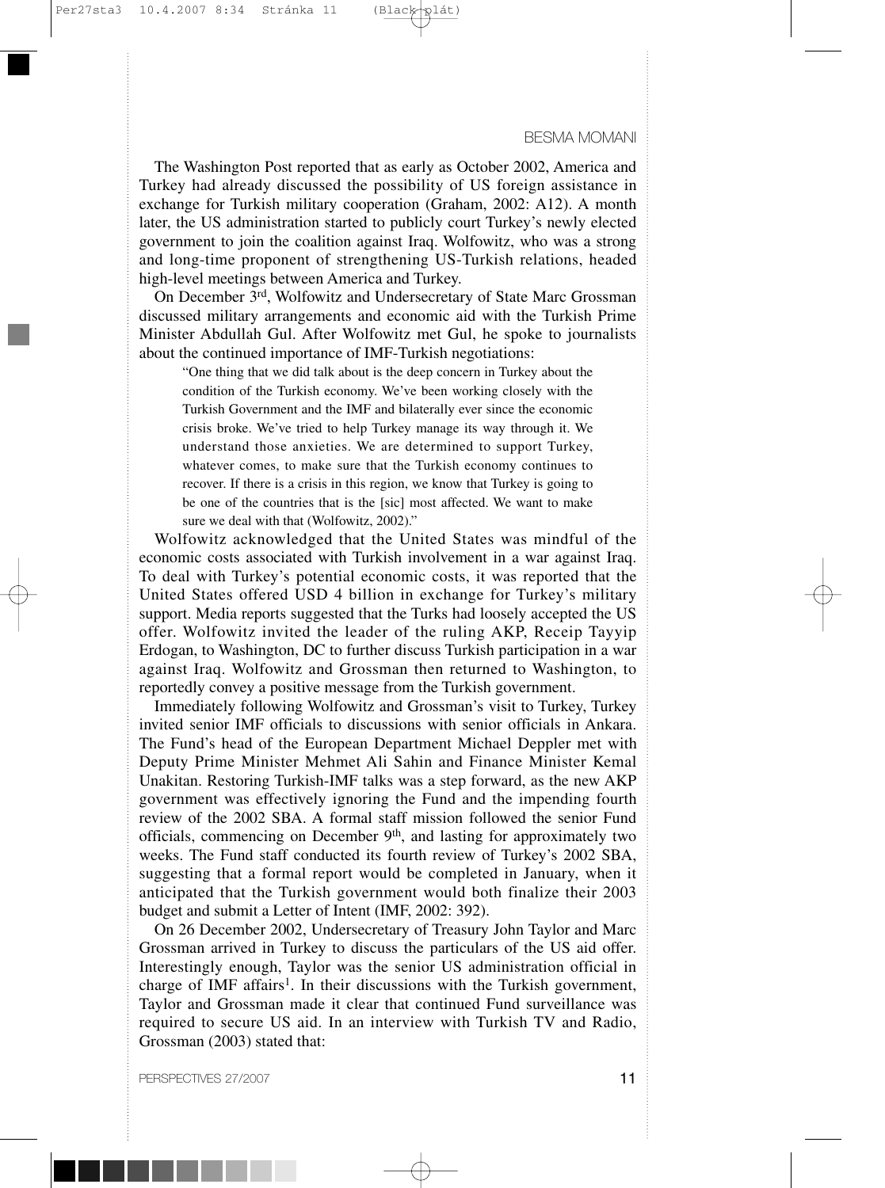The Washington Post reported that as early as October 2002, America and Turkey had already discussed the possibility of US foreign assistance in exchange for Turkish military cooperation (Graham, 2002: A12). A month later, the US administration started to publicly court Turkey's newly elected government to join the coalition against Iraq. Wolfowitz, who was a strong and long-time proponent of strengthening US-Turkish relations, headed high-level meetings between America and Turkey.

On December 3rd, Wolfowitz and Undersecretary of State Marc Grossman discussed military arrangements and economic aid with the Turkish Prime Minister Abdullah Gul. After Wolfowitz met Gul, he spoke to journalists about the continued importance of IMF-Turkish negotiations:

> "One thing that we did talk about is the deep concern in Turkey about the condition of the Turkish economy. We've been working closely with the Turkish Government and the IMF and bilaterally ever since the economic crisis broke. We've tried to help Turkey manage its way through it. We understand those anxieties. We are determined to support Turkey, whatever comes, to make sure that the Turkish economy continues to recover. If there is a crisis in this region, we know that Turkey is going to be one of the countries that is the [sic] most affected. We want to make sure we deal with that (Wolfowitz, 2002)."

Wolfowitz acknowledged that the United States was mindful of the economic costs associated with Turkish involvement in a war against Iraq. To deal with Turkey's potential economic costs, it was reported that the United States offered USD 4 billion in exchange for Turkey's military support. Media reports suggested that the Turks had loosely accepted the US offer. Wolfowitz invited the leader of the ruling AKP, Receip Tayyip Erdogan, to Washington, DC to further discuss Turkish participation in a war against Iraq. Wolfowitz and Grossman then returned to Washington, to reportedly convey a positive message from the Turkish government.

Immediately following Wolfowitz and Grossman's visit to Turkey, Turkey invited senior IMF officials to discussions with senior officials in Ankara. The Fund's head of the European Department Michael Deppler met with Deputy Prime Minister Mehmet Ali Sahin and Finance Minister Kemal Unakitan. Restoring Turkish-IMF talks was a step forward, as the new AKP government was effectively ignoring the Fund and the impending fourth review of the 2002 SBA. A formal staff mission followed the senior Fund officials, commencing on December 9th, and lasting for approximately two weeks. The Fund staff conducted its fourth review of Turkey's 2002 SBA, suggesting that a formal report would be completed in January, when it anticipated that the Turkish government would both finalize their 2003 budget and submit a Letter of Intent (IMF, 2002: 392).

On 26 December 2002, Undersecretary of Treasury John Taylor and Marc Grossman arrived in Turkey to discuss the particulars of the US aid offer. Interestingly enough, Taylor was the senior US administration official in charge of IMF affairs[1]. In their discussions with the Turkish government, Taylor and Grossman made it clear that continued Fund surveillance was required to secure US aid. In an interview with Turkish TV and Radio, Grossman (2003) stated that: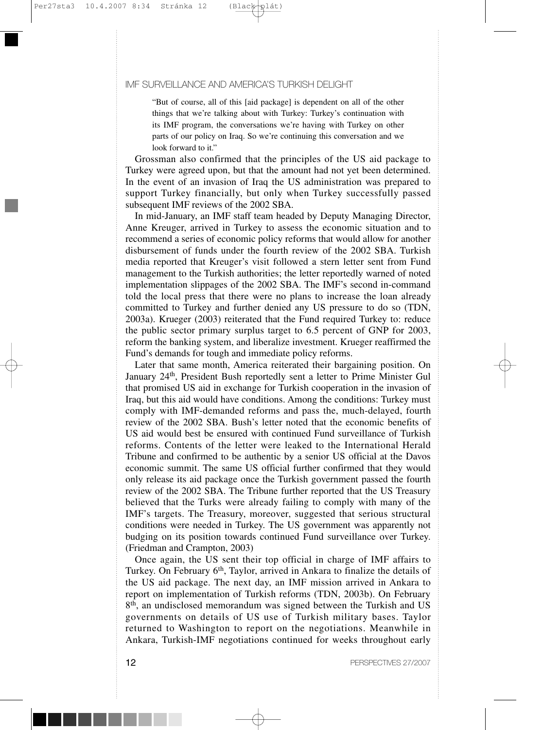> "But of course, all of this [aid package] is dependent on all of the other things that we're talking about with Turkey: Turkey's continuation with its IMF program, the conversations we're having with Turkey on other parts of our policy on Iraq. So we're continuing this conversation and we look forward to it."

Grossman also confirmed that the principles of the US aid package to Turkey were agreed upon, but that the amount had not yet been determined. In the event of an invasion of Iraq the US administration was prepared to support Turkey financially, but only when Turkey successfully passed subsequent IMF reviews of the 2002 SBA.

In mid-January, an IMF staff team headed by Deputy Managing Director, Anne Kreuger, arrived in Turkey to assess the economic situation and to recommend a series of economic policy reforms that would allow for another disbursement of funds under the fourth review of the 2002 SBA. Turkish media reported that Kreuger's visit followed a stern letter sent from Fund management to the Turkish authorities; the letter reportedly warned of noted implementation slippages of the 2002 SBA. The IMF's second in-command told the local press that there were no plans to increase the loan already committed to Turkey and further denied any US pressure to do so (TDN, 2003a). Krueger (2003) reiterated that the Fund required Turkey to: reduce the public sector primary surplus target to 6.5 percent of GNP for 2003, reform the banking system, and liberalize investment. Krueger reaffirmed the Fund's demands for tough and immediate policy reforms.

Later that same month, America reiterated their bargaining position. On January 24th, President Bush reportedly sent a letter to Prime Minister Gul that promised US aid in exchange for Turkish cooperation in the invasion of Iraq, but this aid would have conditions. Among the conditions: Turkey must comply with IMF-demanded reforms and pass the, much-delayed, fourth review of the 2002 SBA. Bush's letter noted that the economic benefits of US aid would best be ensured with continued Fund surveillance of Turkish reforms. Contents of the letter were leaked to the International Herald Tribune and confirmed to be authentic by a senior US official at the Davos economic summit. The same US official further confirmed that they would only release its aid package once the Turkish government passed the fourth review of the 2002 SBA. The Tribune further reported that the US Treasury believed that the Turks were already failing to comply with many of the IMF's targets. The Treasury, moreover, suggested that serious structural conditions were needed in Turkey. The US government was apparently not budging on its position towards continued Fund surveillance over Turkey. (Friedman and Crampton, 2003)

Once again, the US sent their top official in charge of IMF affairs to Turkey. On February 6th, Taylor, arrived in Ankara to finalize the details of the US aid package. The next day, an IMF mission arrived in Ankara to report on implementation of Turkish reforms (TDN, 2003b). On February 8th, an undisclosed memorandum was signed between the Turkish and US governments on details of US use of Turkish military bases. Taylor returned to Washington to report on the negotiations. Meanwhile in Ankara, Turkish-IMF negotiations continued for weeks throughout early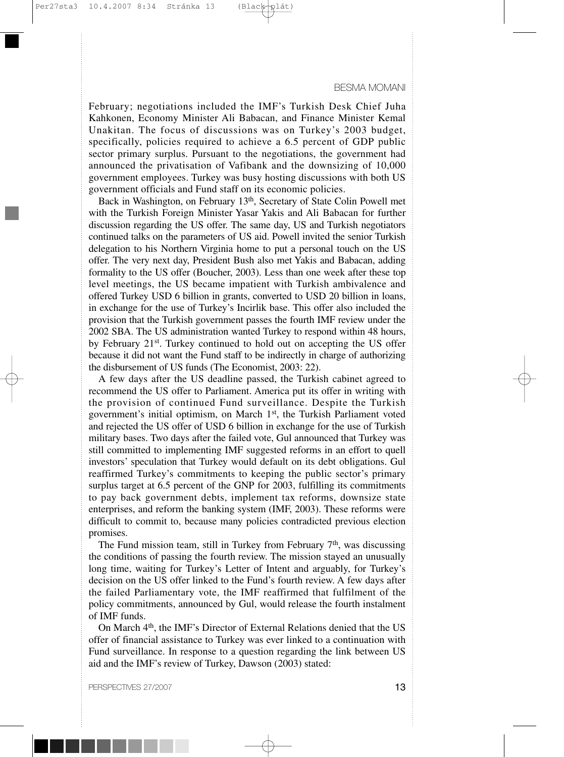February; negotiations included the IMF's Turkish Desk Chief Juha Kahkonen, Economy Minister Ali Babacan, and Finance Minister Kemal Unakitan. The focus of discussions was on Turkey's 2003 budget, specifically, policies required to achieve a 6.5 percent of GDP public sector primary surplus. Pursuant to the negotiations, the government had announced the privatisation of Vafibank and the downsizing of 10,000 government employees. Turkey was busy hosting discussions with both US government officials and Fund staff on its economic policies.

Back in Washington, on February 13th, Secretary of State Colin Powell met with the Turkish Foreign Minister Yasar Yakis and Ali Babacan for further discussion regarding the US offer. The same day, US and Turkish negotiators continued talks on the parameters of US aid. Powell invited the senior Turkish delegation to his Northern Virginia home to put a personal touch on the US offer. The very next day, President Bush also met Yakis and Babacan, adding formality to the US offer (Boucher, 2003). Less than one week after these top level meetings, the US became impatient with Turkish ambivalence and offered Turkey USD 6 billion in grants, converted to USD 20 billion in loans, in exchange for the use of Turkey's Incirlik base. This offer also included the provision that the Turkish government passes the fourth IMF review under the 2002 SBA. The US administration wanted Turkey to respond within 48 hours, by February 21st. Turkey continued to hold out on accepting the US offer because it did not want the Fund staff to be indirectly in charge of authorizing the disbursement of US funds (The Economist, 2003: 22).

A few days after the US deadline passed, the Turkish cabinet agreed to recommend the US offer to Parliament. America put its offer in writing with the provision of continued Fund surveillance. Despite the Turkish government's initial optimism, on March 1st, the Turkish Parliament voted and rejected the US offer of USD 6 billion in exchange for the use of Turkish military bases. Two days after the failed vote, Gul announced that Turkey was still committed to implementing IMF suggested reforms in an effort to quell investors' speculation that Turkey would default on its debt obligations. Gul reaffirmed Turkey's commitments to keeping the public sector's primary surplus target at 6.5 percent of the GNP for 2003, fulfilling its commitments to pay back government debts, implement tax reforms, downsize state enterprises, and reform the banking system (IMF, 2003). These reforms were difficult to commit to, because many policies contradicted previous election promises.

The Fund mission team, still in Turkey from February 7th, was discussing the conditions of passing the fourth review. The mission stayed an unusually long time, waiting for Turkey's Letter of Intent and arguably, for Turkey's decision on the US offer linked to the Fund's fourth review. A few days after the failed Parliamentary vote, the IMF reaffirmed that fulfilment of the policy commitments, announced by Gul, would release the fourth instalment of IMF funds.

On March 4th, the IMF's Director of External Relations denied that the US offer of financial assistance to Turkey was ever linked to a continuation with Fund surveillance. In response to a question regarding the link between US aid and the IMF's review of Turkey, Dawson (2003) stated: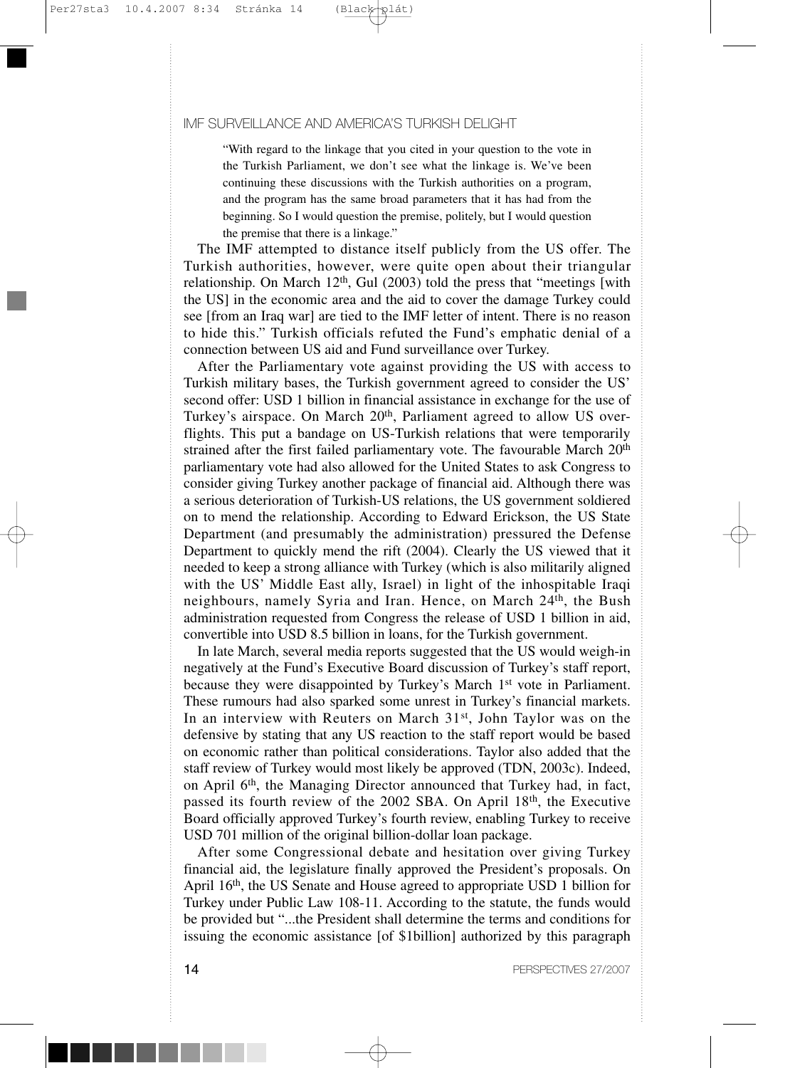> "With regard to the linkage that you cited in your question to the vote in the Turkish Parliament, we don't see what the linkage is. We've been continuing these discussions with the Turkish authorities on a program, and the program has the same broad parameters that it has had from the beginning. So I would question the premise, politely, but I would question the premise that there is a linkage."

The IMF attempted to distance itself publicly from the US offer. The Turkish authorities, however, were quite open about their triangular relationship. On March 12th, Gul (2003) told the press that "meetings [with the US] in the economic area and the aid to cover the damage Turkey could see [from an Iraq war] are tied to the IMF letter of intent. There is no reason to hide this." Turkish officials refuted the Fund's emphatic denial of a connection between US aid and Fund surveillance over Turkey.

After the Parliamentary vote against providing the US with access to Turkish military bases, the Turkish government agreed to consider the US' second offer: USD 1 billion in financial assistance in exchange for the use of Turkey's airspace. On March 20th, Parliament agreed to allow US over-flights. This put a bandage on US-Turkish relations that were temporarily strained after the first failed parliamentary vote. The favourable March 20th parliamentary vote had also allowed for the United States to ask Congress to consider giving Turkey another package of financial aid. Although there was a serious deterioration of Turkish-US relations, the US government soldiered on to mend the relationship. According to Edward Erickson, the US State Department (and presumably the administration) pressured the Defense Department to quickly mend the rift (2004). Clearly the US viewed that it needed to keep a strong alliance with Turkey (which is also militarily aligned with the US' Middle East ally, Israel) in light of the inhospitable Iraqi neighbours, namely Syria and Iran. Hence, on March 24th, the Bush administration requested from Congress the release of USD 1 billion in aid, convertible into USD 8.5 billion in loans, for the Turkish government.

In late March, several media reports suggested that the US would weigh-in negatively at the Fund's Executive Board discussion of Turkey's staff report, because they were disappointed by Turkey's March 1st vote in Parliament. These rumours had also sparked some unrest in Turkey's financial markets. In an interview with Reuters on March 31st, John Taylor was on the defensive by stating that any US reaction to the staff report would be based on economic rather than political considerations. Taylor also added that the staff review of Turkey would most likely be approved (TDN, 2003c). Indeed, on April 6th, the Managing Director announced that Turkey had, in fact, passed its fourth review of the 2002 SBA. On April 18th, the Executive Board officially approved Turkey's fourth review, enabling Turkey to receive USD 701 million of the original billion-dollar loan package.

After some Congressional debate and hesitation over giving Turkey financial aid, the legislature finally approved the President's proposals. On April 16th, the US Senate and House agreed to appropriate USD 1 billion for Turkey under Public Law 108-11. According to the statute, the funds would be provided but "...the President shall determine the terms and conditions for issuing the economic assistance [of $1billion] authorized by this paragraph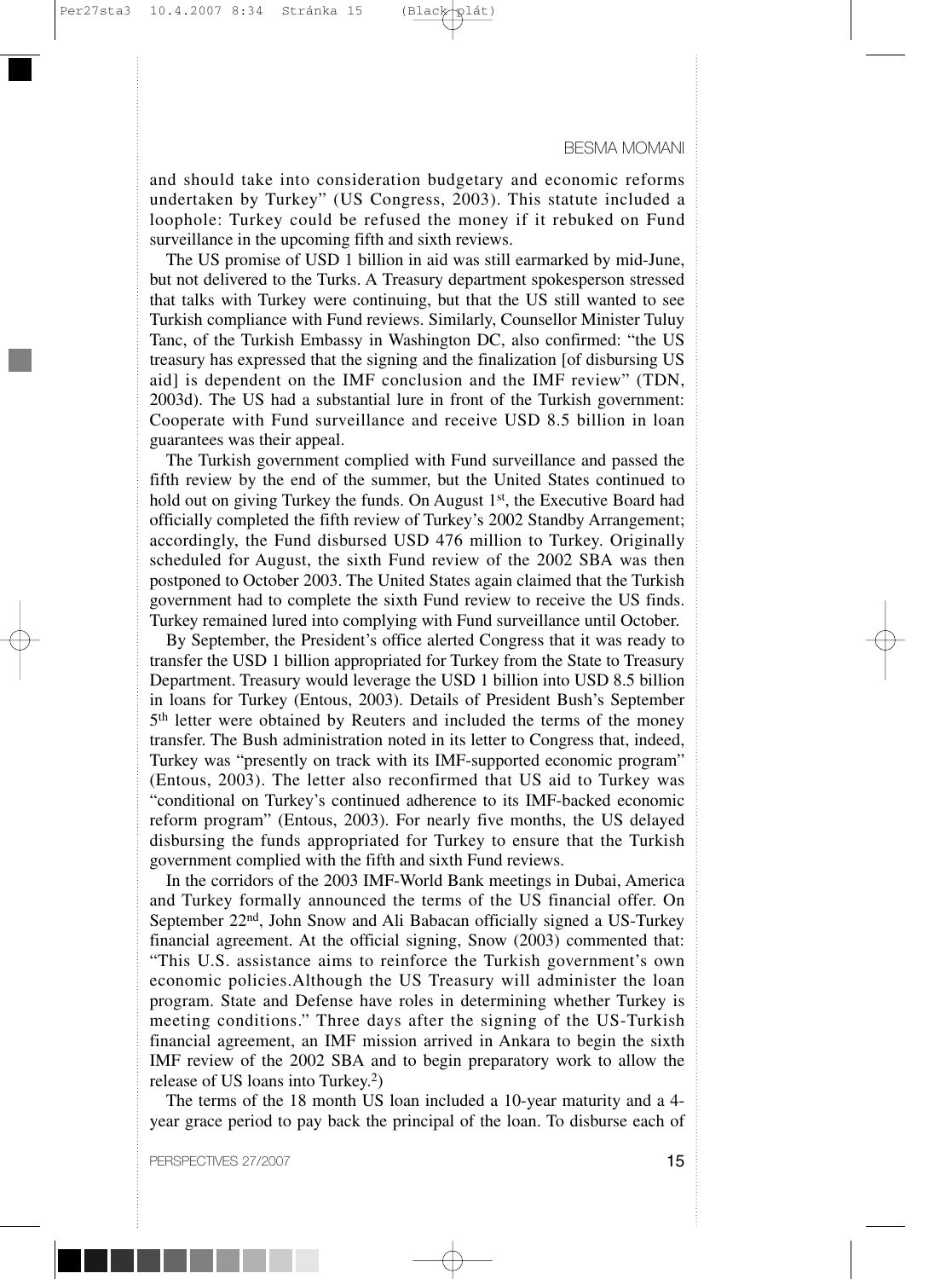and should take into consideration budgetary and economic reforms undertaken by Turkey" (US Congress, 2003). This statute included a loophole: Turkey could be refused the money if it rebuked on Fund surveillance in the upcoming fifth and sixth reviews.

The US promise of USD 1 billion in aid was still earmarked by mid-June, but not delivered to the Turks. A Treasury department spokesperson stressed that talks with Turkey were continuing, but that the US still wanted to see Turkish compliance with Fund reviews. Similarly, Counsellor Minister Tuluy Tanc, of the Turkish Embassy in Washington DC, also confirmed: "the US treasury has expressed that the signing and the finalization [of disbursing US aid] is dependent on the IMF conclusion and the IMF review" (TDN, 2003d). The US had a substantial lure in front of the Turkish government: Cooperate with Fund surveillance and receive USD 8.5 billion in loan guarantees was their appeal.

The Turkish government complied with Fund surveillance and passed the fifth review by the end of the summer, but the United States continued to hold out on giving Turkey the funds. On August 1st, the Executive Board had officially completed the fifth review of Turkey's 2002 Standby Arrangement; accordingly, the Fund disbursed USD 476 million to Turkey. Originally scheduled for August, the sixth Fund review of the 2002 SBA was then postponed to October 2003. The United States again claimed that the Turkish government had to complete the sixth Fund review to receive the US finds. Turkey remained lured into complying with Fund surveillance until October.

By September, the President's office alerted Congress that it was ready to transfer the USD 1 billion appropriated for Turkey from the State to Treasury Department. Treasury would leverage the USD 1 billion into USD 8.5 billion in loans for Turkey (Entous, 2003). Details of President Bush's September 5th letter were obtained by Reuters and included the terms of the money transfer. The Bush administration noted in its letter to Congress that, indeed, Turkey was "presently on track with its IMF-supported economic program" (Entous, 2003). The letter also reconfirmed that US aid to Turkey was "conditional on Turkey's continued adherence to its IMF-backed economic reform program" (Entous, 2003). For nearly five months, the US delayed disbursing the funds appropriated for Turkey to ensure that the Turkish government complied with the fifth and sixth Fund reviews.

In the corridors of the 2003 IMF-World Bank meetings in Dubai, America and Turkey formally announced the terms of the US financial offer. On September 22nd, John Snow and Ali Babacan officially signed a US-Turkey financial agreement. At the official signing, Snow (2003) commented that: "This U.S. assistance aims to reinforce the Turkish government's own economic policies.Although the US Treasury will administer the loan program. State and Defense have roles in determining whether Turkey is meeting conditions." Three days after the signing of the US-Turkish financial agreement, an IMF mission arrived in Ankara to begin the sixth IMF review of the 2002 SBA and to begin preparatory work to allow the release of US loans into Turkey.[2])

The terms of the 18 month US loan included a 10-year maturity and a 4-year grace period to pay back the principal of the loan. To disburse each of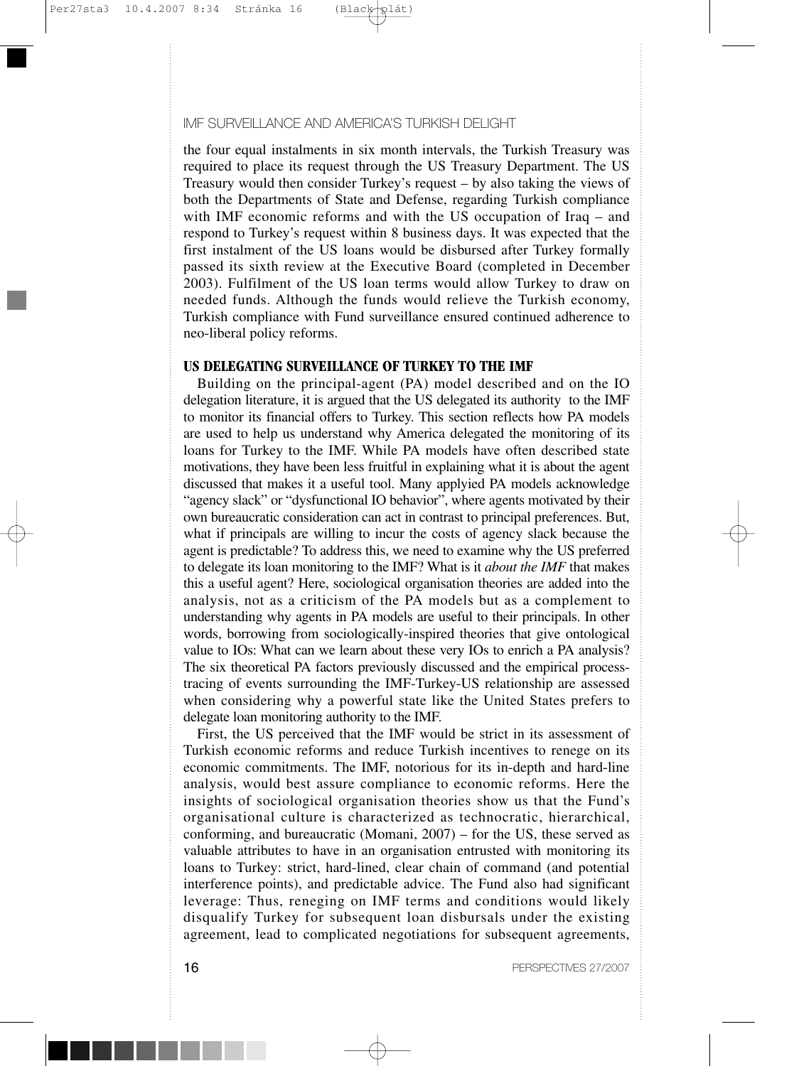the four equal instalments in six month intervals, the Turkish Treasury was required to place its request through the US Treasury Department. The US Treasury would then consider Turkey's request – by also taking the views of both the Departments of State and Defense, regarding Turkish compliance with IMF economic reforms and with the US occupation of Iraq – and respond to Turkey's request within 8 business days. It was expected that the first instalment of the US loans would be disbursed after Turkey formally passed its sixth review at the Executive Board (completed in December 2003). Fulfilment of the US loan terms would allow Turkey to draw on needed funds. Although the funds would relieve the Turkish economy, Turkish compliance with Fund surveillance ensured continued adherence to neo-liberal policy reforms.

## US DELEGATING SURVEILLANCE OF TURKEY TO THE IMF

Building on the principal-agent (PA) model described and on the IO delegation literature, it is argued that the US delegated its authority to the IMF to monitor its financial offers to Turkey. This section reflects how PA models are used to help us understand why America delegated the monitoring of its loans for Turkey to the IMF. While PA models have often described state motivations, they have been less fruitful in explaining what it is about the agent discussed that makes it a useful tool. Many applyied PA models acknowledge "agency slack" or "dysfunctional IO behavior", where agents motivated by their own bureaucratic consideration can act in contrast to principal preferences. But, what if principals are willing to incur the costs of agency slack because the agent is predictable? To address this, we need to examine why the US preferred to delegate its loan monitoring to the IMF? What is it *about the IMF* that makes this a useful agent? Here, sociological organisation theories are added into the analysis, not as a criticism of the PA models but as a complement to understanding why agents in PA models are useful to their principals. In other words, borrowing from sociologically-inspired theories that give ontological value to IOs: What can we learn about these very IOs to enrich a PA analysis? The six theoretical PA factors previously discussed and the empirical process-tracing of events surrounding the IMF-Turkey-US relationship are assessed when considering why a powerful state like the United States prefers to delegate loan monitoring authority to the IMF.

First, the US perceived that the IMF would be strict in its assessment of Turkish economic reforms and reduce Turkish incentives to renege on its economic commitments. The IMF, notorious for its in-depth and hard-line analysis, would best assure compliance to economic reforms. Here the insights of sociological organisation theories show us that the Fund's organisational culture is characterized as technocratic, hierarchical, conforming, and bureaucratic (Momani, 2007) – for the US, these served as valuable attributes to have in an organisation entrusted with monitoring its loans to Turkey: strict, hard-lined, clear chain of command (and potential interference points), and predictable advice. The Fund also had significant leverage: Thus, reneging on IMF terms and conditions would likely disqualify Turkey for subsequent loan disbursals under the existing agreement, lead to complicated negotiations for subsequent agreements,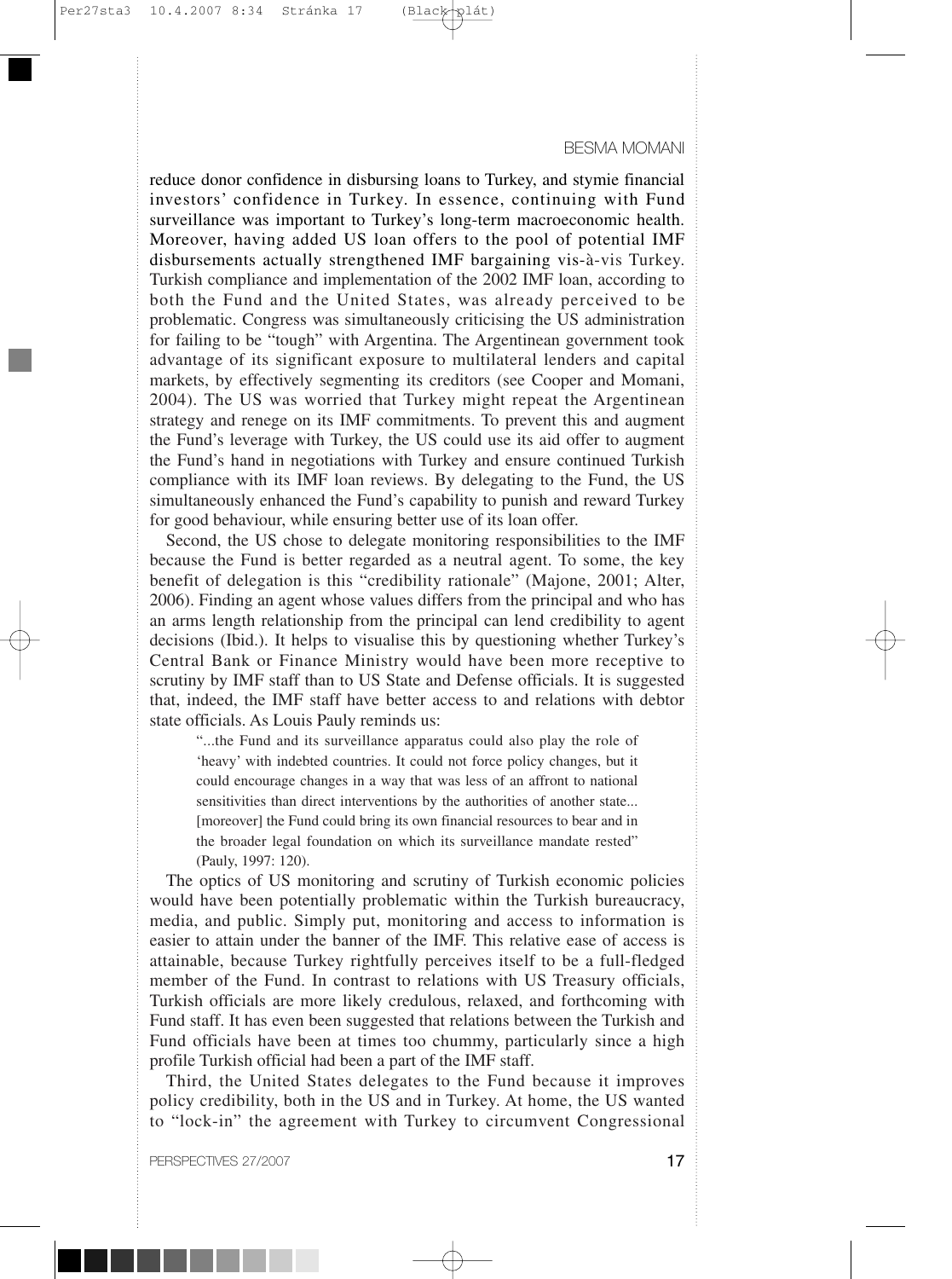reduce donor confidence in disbursing loans to Turkey, and stymie financial investors' confidence in Turkey. In essence, continuing with Fund surveillance was important to Turkey's long-term macroeconomic health. Moreover, having added US loan offers to the pool of potential IMF disbursements actually strengthened IMF bargaining vis-à-vis Turkey. Turkish compliance and implementation of the 2002 IMF loan, according to both the Fund and the United States, was already perceived to be problematic. Congress was simultaneously criticising the US administration for failing to be "tough" with Argentina. The Argentinean government took advantage of its significant exposure to multilateral lenders and capital markets, by effectively segmenting its creditors (see Cooper and Momani, 2004). The US was worried that Turkey might repeat the Argentinean strategy and renege on its IMF commitments. To prevent this and augment the Fund's leverage with Turkey, the US could use its aid offer to augment the Fund's hand in negotiations with Turkey and ensure continued Turkish compliance with its IMF loan reviews. By delegating to the Fund, the US simultaneously enhanced the Fund's capability to punish and reward Turkey for good behaviour, while ensuring better use of its loan offer.

Second, the US chose to delegate monitoring responsibilities to the IMF because the Fund is better regarded as a neutral agent. To some, the key benefit of delegation is this "credibility rationale" (Majone, 2001; Alter, 2006). Finding an agent whose values differs from the principal and who has an arms length relationship from the principal can lend credibility to agent decisions (Ibid.). It helps to visualise this by questioning whether Turkey's Central Bank or Finance Ministry would have been more receptive to scrutiny by IMF staff than to US State and Defense officials. It is suggested that, indeed, the IMF staff have better access to and relations with debtor state officials. As Louis Pauly reminds us:

> "...the Fund and its surveillance apparatus could also play the role of 'heavy' with indebted countries. It could not force policy changes, but it could encourage changes in a way that was less of an affront to national sensitivities than direct interventions by the authorities of another state... [moreover] the Fund could bring its own financial resources to bear and in the broader legal foundation on which its surveillance mandate rested" (Pauly, 1997: 120).

The optics of US monitoring and scrutiny of Turkish economic policies would have been potentially problematic within the Turkish bureaucracy, media, and public. Simply put, monitoring and access to information is easier to attain under the banner of the IMF. This relative ease of access is attainable, because Turkey rightfully perceives itself to be a full-fledged member of the Fund. In contrast to relations with US Treasury officials, Turkish officials are more likely credulous, relaxed, and forthcoming with Fund staff. It has even been suggested that relations between the Turkish and Fund officials have been at times too chummy, particularly since a high profile Turkish official had been a part of the IMF staff.

Third, the United States delegates to the Fund because it improves policy credibility, both in the US and in Turkey. At home, the US wanted to "lock-in" the agreement with Turkey to circumvent Congressional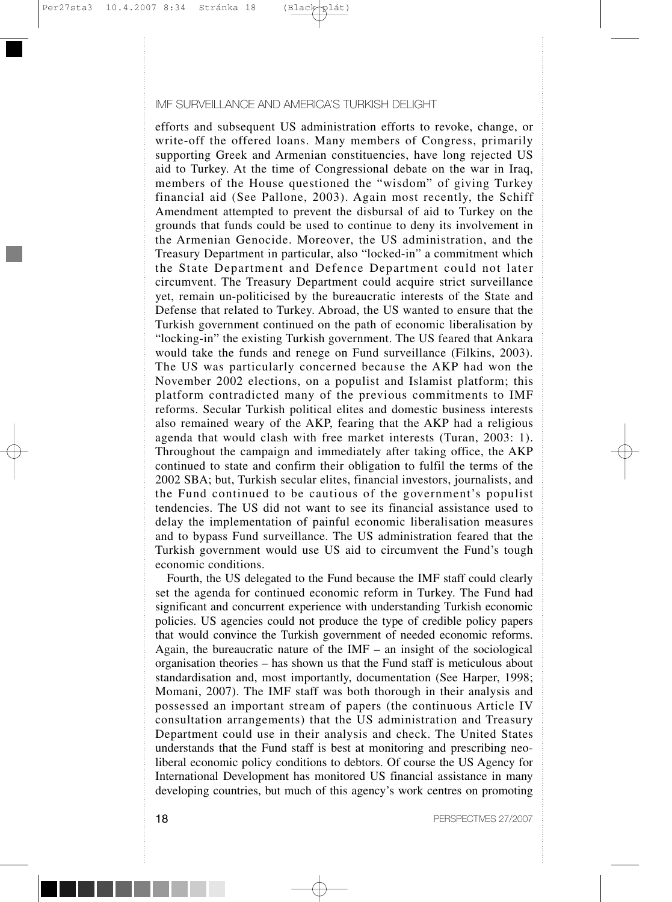efforts and subsequent US administration efforts to revoke, change, or write-off the offered loans. Many members of Congress, primarily supporting Greek and Armenian constituencies, have long rejected US aid to Turkey. At the time of Congressional debate on the war in Iraq, members of the House questioned the "wisdom" of giving Turkey financial aid (See Pallone, 2003). Again most recently, the Schiff Amendment attempted to prevent the disbursal of aid to Turkey on the grounds that funds could be used to continue to deny its involvement in the Armenian Genocide. Moreover, the US administration, and the Treasury Department in particular, also "locked-in" a commitment which the State Department and Defence Department could not later circumvent. The Treasury Department could acquire strict surveillance yet, remain un-politicised by the bureaucratic interests of the State and Defense that related to Turkey. Abroad, the US wanted to ensure that the Turkish government continued on the path of economic liberalisation by "locking-in" the existing Turkish government. The US feared that Ankara would take the funds and renege on Fund surveillance (Filkins, 2003). The US was particularly concerned because the AKP had won the November 2002 elections, on a populist and Islamist platform; this platform contradicted many of the previous commitments to IMF reforms. Secular Turkish political elites and domestic business interests also remained weary of the AKP, fearing that the AKP had a religious agenda that would clash with free market interests (Turan, 2003: 1). Throughout the campaign and immediately after taking office, the AKP continued to state and confirm their obligation to fulfil the terms of the 2002 SBA; but, Turkish secular elites, financial investors, journalists, and the Fund continued to be cautious of the government's populist tendencies. The US did not want to see its financial assistance used to delay the implementation of painful economic liberalisation measures and to bypass Fund surveillance. The US administration feared that the Turkish government would use US aid to circumvent the Fund's tough economic conditions.

Fourth, the US delegated to the Fund because the IMF staff could clearly set the agenda for continued economic reform in Turkey. The Fund had significant and concurrent experience with understanding Turkish economic policies. US agencies could not produce the type of credible policy papers that would convince the Turkish government of needed economic reforms. Again, the bureaucratic nature of the IMF – an insight of the sociological organisation theories – has shown us that the Fund staff is meticulous about standardisation and, most importantly, documentation (See Harper, 1998; Momani, 2007). The IMF staff was both thorough in their analysis and possessed an important stream of papers (the continuous Article IV consultation arrangements) that the US administration and Treasury Department could use in their analysis and check. The United States understands that the Fund staff is best at monitoring and prescribing neo-liberal economic policy conditions to debtors. Of course the US Agency for International Development has monitored US financial assistance in many developing countries, but much of this agency's work centres on promoting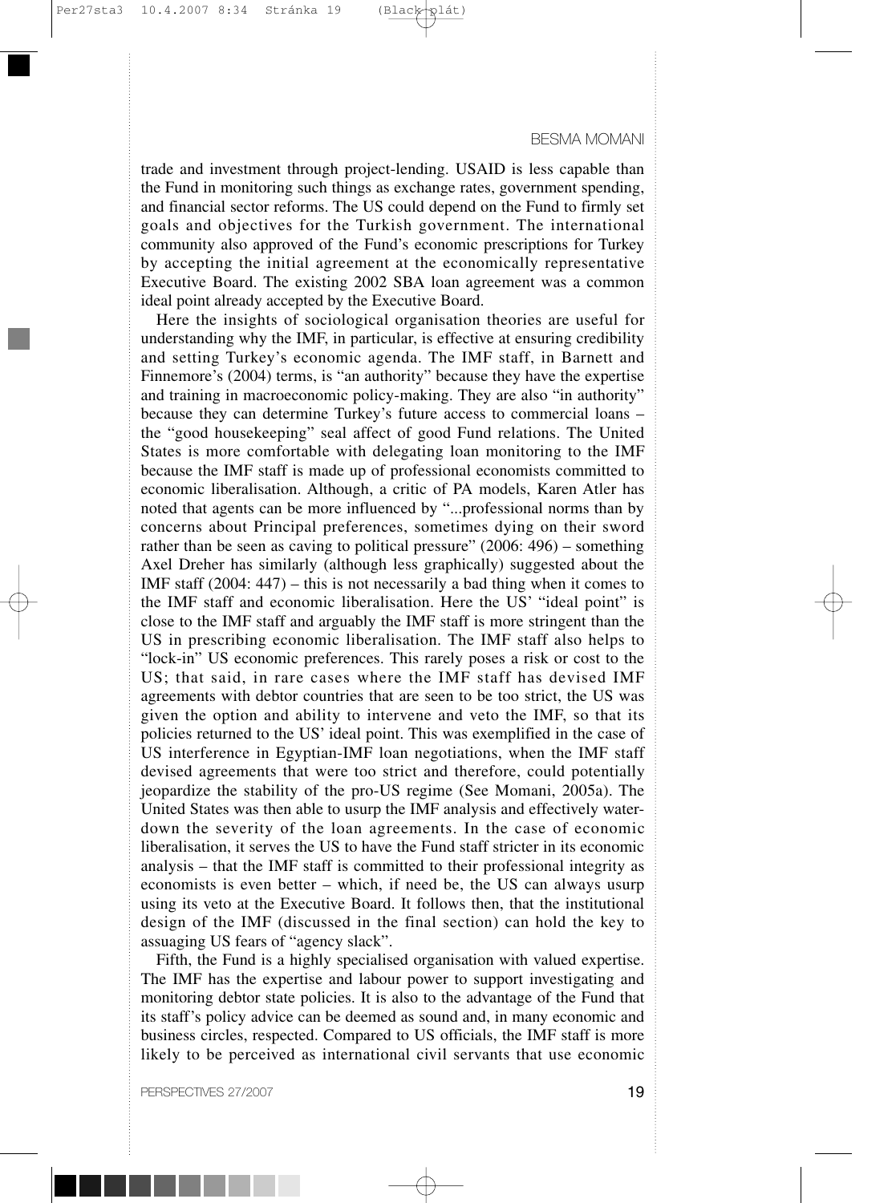trade and investment through project-lending. USAID is less capable than the Fund in monitoring such things as exchange rates, government spending, and financial sector reforms. The US could depend on the Fund to firmly set goals and objectives for the Turkish government. The international community also approved of the Fund's economic prescriptions for Turkey by accepting the initial agreement at the economically representative Executive Board. The existing 2002 SBA loan agreement was a common ideal point already accepted by the Executive Board.

Here the insights of sociological organisation theories are useful for understanding why the IMF, in particular, is effective at ensuring credibility and setting Turkey's economic agenda. The IMF staff, in Barnett and Finnemore's (2004) terms, is "an authority" because they have the expertise and training in macroeconomic policy-making. They are also "in authority" because they can determine Turkey's future access to commercial loans – the "good housekeeping" seal affect of good Fund relations. The United States is more comfortable with delegating loan monitoring to the IMF because the IMF staff is made up of professional economists committed to economic liberalisation. Although, a critic of PA models, Karen Atler has noted that agents can be more influenced by "...professional norms than by concerns about Principal preferences, sometimes dying on their sword rather than be seen as caving to political pressure" (2006: 496) – something Axel Dreher has similarly (although less graphically) suggested about the IMF staff (2004: 447) – this is not necessarily a bad thing when it comes to the IMF staff and economic liberalisation. Here the US' "ideal point" is close to the IMF staff and arguably the IMF staff is more stringent than the US in prescribing economic liberalisation. The IMF staff also helps to "lock-in" US economic preferences. This rarely poses a risk or cost to the US; that said, in rare cases where the IMF staff has devised IMF agreements with debtor countries that are seen to be too strict, the US was given the option and ability to intervene and veto the IMF, so that its policies returned to the US' ideal point. This was exemplified in the case of US interference in Egyptian-IMF loan negotiations, when the IMF staff devised agreements that were too strict and therefore, could potentially jeopardize the stability of the pro-US regime (See Momani, 2005a). The United States was then able to usurp the IMF analysis and effectively water-down the severity of the loan agreements. In the case of economic liberalisation, it serves the US to have the Fund staff stricter in its economic analysis – that the IMF staff is committed to their professional integrity as economists is even better – which, if need be, the US can always usurp using its veto at the Executive Board. It follows then, that the institutional design of the IMF (discussed in the final section) can hold the key to assuaging US fears of "agency slack".

Fifth, the Fund is a highly specialised organisation with valued expertise. The IMF has the expertise and labour power to support investigating and monitoring debtor state policies. It is also to the advantage of the Fund that its staff's policy advice can be deemed as sound and, in many economic and business circles, respected. Compared to US officials, the IMF staff is more likely to be perceived as international civil servants that use economic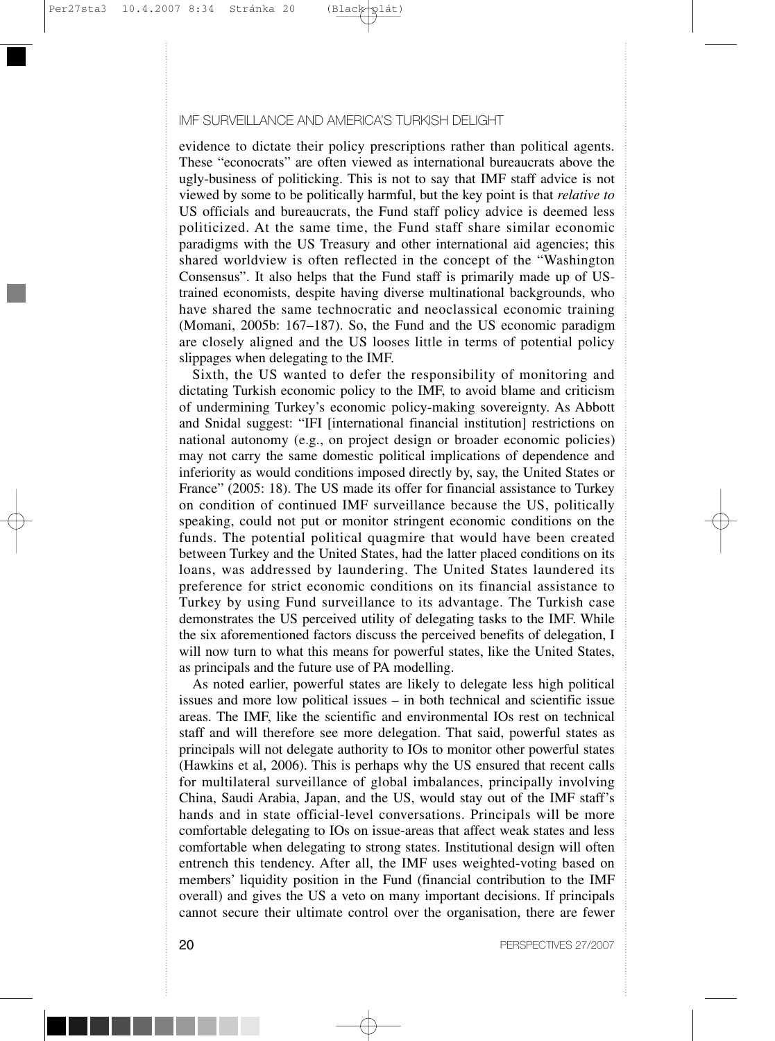evidence to dictate their policy prescriptions rather than political agents. These "econocrats" are often viewed as international bureaucrats above the ugly-business of politicking. This is not to say that IMF staff advice is not viewed by some to be politically harmful, but the key point is that *relative to* US officials and bureaucrats, the Fund staff policy advice is deemed less politicized. At the same time, the Fund staff share similar economic paradigms with the US Treasury and other international aid agencies; this shared worldview is often reflected in the concept of the "Washington Consensus". It also helps that the Fund staff is primarily made up of US-trained economists, despite having diverse multinational backgrounds, who have shared the same technocratic and neoclassical economic training (Momani, 2005b: 167–187). So, the Fund and the US economic paradigm are closely aligned and the US looses little in terms of potential policy slippages when delegating to the IMF.

Sixth, the US wanted to defer the responsibility of monitoring and dictating Turkish economic policy to the IMF, to avoid blame and criticism of undermining Turkey's economic policy-making sovereignty. As Abbott and Snidal suggest: "IFI [international financial institution] restrictions on national autonomy (e.g., on project design or broader economic policies) may not carry the same domestic political implications of dependence and inferiority as would conditions imposed directly by, say, the United States or France" (2005: 18). The US made its offer for financial assistance to Turkey on condition of continued IMF surveillance because the US, politically speaking, could not put or monitor stringent economic conditions on the funds. The potential political quagmire that would have been created between Turkey and the United States, had the latter placed conditions on its loans, was addressed by laundering. The United States laundered its preference for strict economic conditions on its financial assistance to Turkey by using Fund surveillance to its advantage. The Turkish case demonstrates the US perceived utility of delegating tasks to the IMF. While the six aforementioned factors discuss the perceived benefits of delegation, I will now turn to what this means for powerful states, like the United States, as principals and the future use of PA modelling.

As noted earlier, powerful states are likely to delegate less high political issues and more low political issues – in both technical and scientific issue areas. The IMF, like the scientific and environmental IOs rest on technical staff and will therefore see more delegation. That said, powerful states as principals will not delegate authority to IOs to monitor other powerful states (Hawkins et al, 2006). This is perhaps why the US ensured that recent calls for multilateral surveillance of global imbalances, principally involving China, Saudi Arabia, Japan, and the US, would stay out of the IMF staff's hands and in state official-level conversations. Principals will be more comfortable delegating to IOs on issue-areas that affect weak states and less comfortable when delegating to strong states. Institutional design will often entrench this tendency. After all, the IMF uses weighted-voting based on members' liquidity position in the Fund (financial contribution to the IMF overall) and gives the US a veto on many important decisions. If principals cannot secure their ultimate control over the organisation, there are fewer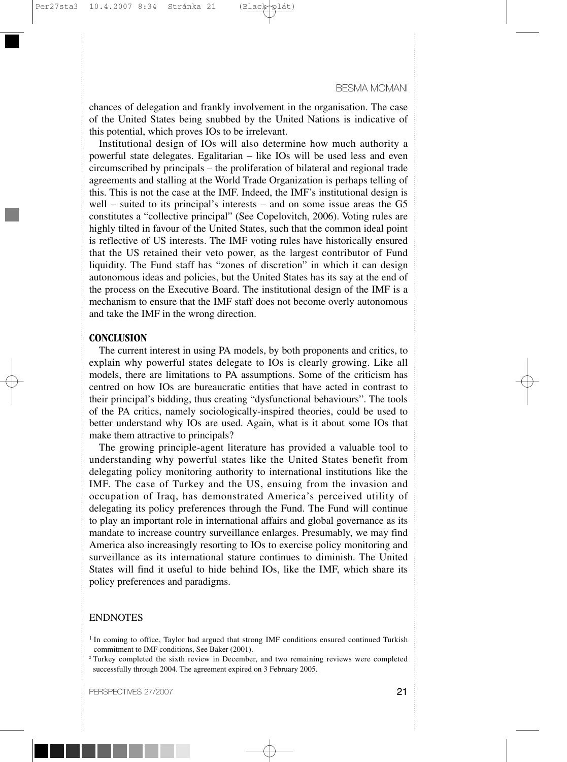chances of delegation and frankly involvement in the organisation. The case of the United States being snubbed by the United Nations is indicative of this potential, which proves IOs to be irrelevant.

Institutional design of IOs will also determine how much authority a powerful state delegates. Egalitarian – like IOs will be used less and even circumscribed by principals – the proliferation of bilateral and regional trade agreements and stalling at the World Trade Organization is perhaps telling of this. This is not the case at the IMF. Indeed, the IMF's institutional design is well – suited to its principal's interests – and on some issue areas the G5 constitutes a "collective principal" (See Copelovitch, 2006). Voting rules are highly tilted in favour of the United States, such that the common ideal point is reflective of US interests. The IMF voting rules have historically ensured that the US retained their veto power, as the largest contributor of Fund liquidity. The Fund staff has "zones of discretion" in which it can design autonomous ideas and policies, but the United States has its say at the end of the process on the Executive Board. The institutional design of the IMF is a mechanism to ensure that the IMF staff does not become overly autonomous and take the IMF in the wrong direction.

## CONCLUSION

The current interest in using PA models, by both proponents and critics, to explain why powerful states delegate to IOs is clearly growing. Like all models, there are limitations to PA assumptions. Some of the criticism has centred on how IOs are bureaucratic entities that have acted in contrast to their principal's bidding, thus creating "dysfunctional behaviours". The tools of the PA critics, namely sociologically-inspired theories, could be used to better understand why IOs are used. Again, what is it about some IOs that make them attractive to principals?

The growing principle-agent literature has provided a valuable tool to understanding why powerful states like the United States benefit from delegating policy monitoring authority to international institutions like the IMF. The case of Turkey and the US, ensuing from the invasion and occupation of Iraq, has demonstrated America's perceived utility of delegating its policy preferences through the Fund. The Fund will continue to play an important role in international affairs and global governance as its mandate to increase country surveillance enlarges. Presumably, we may find America also increasingly resorting to IOs to exercise policy monitoring and surveillance as its international stature continues to diminish. The United States will find it useful to hide behind IOs, like the IMF, which share its policy preferences and paradigms.

## ENDNOTES

[1] In coming to office, Taylor had argued that strong IMF conditions ensured continued Turkish commitment to IMF conditions, See Baker (2001).

[2] Turkey completed the sixth review in December, and two remaining reviews were completed successfully through 2004. The agreement expired on 3 February 2005.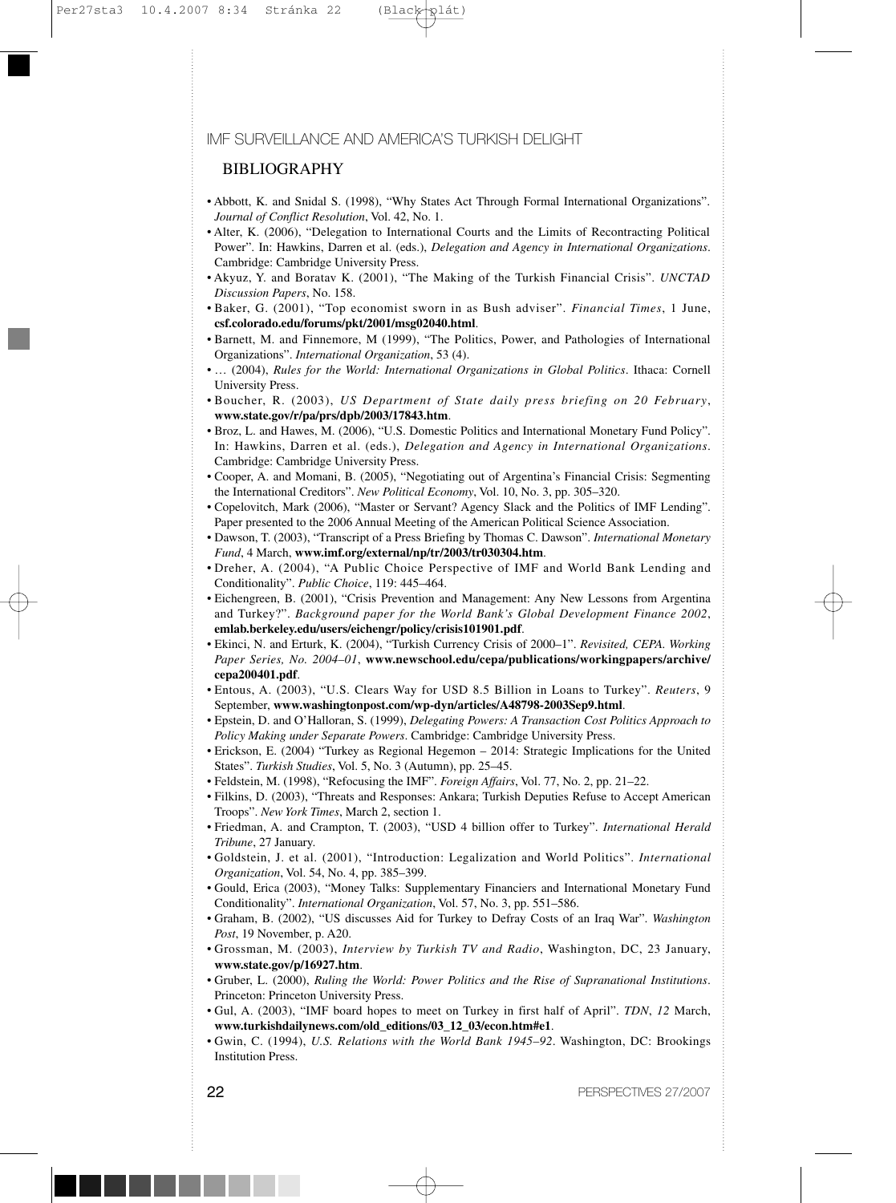## BIBLIOGRAPHY

- Abbott, K. and Snidal S. (1998), "Why States Act Through Formal International Organizations". *Journal of Conflict Resolution*, Vol. 42, No. 1.
- Alter, K. (2006), "Delegation to International Courts and the Limits of Recontracting Political Power". In: Hawkins, Darren et al. (eds.), *Delegation and Agency in International Organizations*. Cambridge: Cambridge University Press.
- Akyuz, Y. and Boratav K. (2001), "The Making of the Turkish Financial Crisis". *UNCTAD Discussion Papers*, No. 158.
- Baker, G. (2001), "Top economist sworn in as Bush adviser". *Financial Times*, 1 June, **csf.colorado.edu/forums/pkt/2001/msg02040.html**.
- Barnett, M. and Finnemore, M (1999), "The Politics, Power, and Pathologies of International Organizations". *International Organization*, 53 (4).
- … (2004), *Rules for the World: International Organizations in Global Politics*. Ithaca: Cornell University Press.
- Boucher, R. (2003), *US Department of State daily press briefing on 20 February*, **www.state.gov/r/pa/prs/dpb/2003/17843.htm**.
- Broz, L. and Hawes, M. (2006), "U.S. Domestic Politics and International Monetary Fund Policy". In: Hawkins, Darren et al. (eds.), *Delegation and Agency in International Organizations*. Cambridge: Cambridge University Press.
- Cooper, A. and Momani, B. (2005), "Negotiating out of Argentina's Financial Crisis: Segmenting the International Creditors". *New Political Economy*, Vol. 10, No. 3, pp. 305–320.
- Copelovitch, Mark (2006), "Master or Servant? Agency Slack and the Politics of IMF Lending". Paper presented to the 2006 Annual Meeting of the American Political Science Association.
- Dawson, T. (2003), "Transcript of a Press Briefing by Thomas C. Dawson". *International Monetary Fund*, 4 March, **www.imf.org/external/np/tr/2003/tr030304.htm**.
- Dreher, A. (2004), "A Public Choice Perspective of IMF and World Bank Lending and Conditionality". *Public Choice*, 119: 445–464.
- Eichengreen, B. (2001), "Crisis Prevention and Management: Any New Lessons from Argentina and Turkey?". *Background paper for the World Bank's Global Development Finance 2002*, **emlab.berkeley.edu/users/eichengr/policy/crisis101901.pdf**.
- Ekinci, N. and Erturk, K. (2004), "Turkish Currency Crisis of 2000–1". *Revisited, CEPA. Working Paper Series, No. 2004–01*, **www.newschool.edu/cepa/publications/workingpapers/archive/cepa200401.pdf**.
- Entous, A. (2003), "U.S. Clears Way for USD 8.5 Billion in Loans to Turkey". *Reuters*, 9 September, **www.washingtonpost.com/wp-dyn/articles/A48798-2003Sep9.html**.
- Epstein, D. and O'Halloran, S. (1999), *Delegating Powers: A Transaction Cost Politics Approach to Policy Making under Separate Powers*. Cambridge: Cambridge University Press.
- Erickson, E. (2004) "Turkey as Regional Hegemon – 2014: Strategic Implications for the United States". *Turkish Studies*, Vol. 5, No. 3 (Autumn), pp. 25–45.
- Feldstein, M. (1998), "Refocusing the IMF". *Foreign Affairs*, Vol. 77, No. 2, pp. 21–22.
- Filkins, D. (2003), "Threats and Responses: Ankara; Turkish Deputies Refuse to Accept American Troops". *New York Times*, March 2, section 1.
- Friedman, A. and Crampton, T. (2003), "USD 4 billion offer to Turkey". *International Herald Tribune*, 27 January.
- Goldstein, J. et al. (2001), "Introduction: Legalization and World Politics". *International Organization*, Vol. 54, No. 4, pp. 385–399.
- Gould, Erica (2003), "Money Talks: Supplementary Financiers and International Monetary Fund Conditionality". *International Organization*, Vol. 57, No. 3, pp. 551–586.
- Graham, B. (2002), "US discusses Aid for Turkey to Defray Costs of an Iraq War". *Washington Post*, 19 November, p. A20.
- Grossman, M. (2003), *Interview by Turkish TV and Radio*, Washington, DC, 23 January, **www.state.gov/p/16927.htm**.
- Gruber, L. (2000), *Ruling the World: Power Politics and the Rise of Supranational Institutions*. Princeton: Princeton University Press.
- Gul, A. (2003), "IMF board hopes to meet on Turkey in first half of April". *TDN*, *12* March, **www.turkishdailynews.com/old_editions/03_12_03/econ.htm#e1**.
- Gwin, C. (1994), *U.S. Relations with the World Bank 1945–92*. Washington, DC: Brookings Institution Press.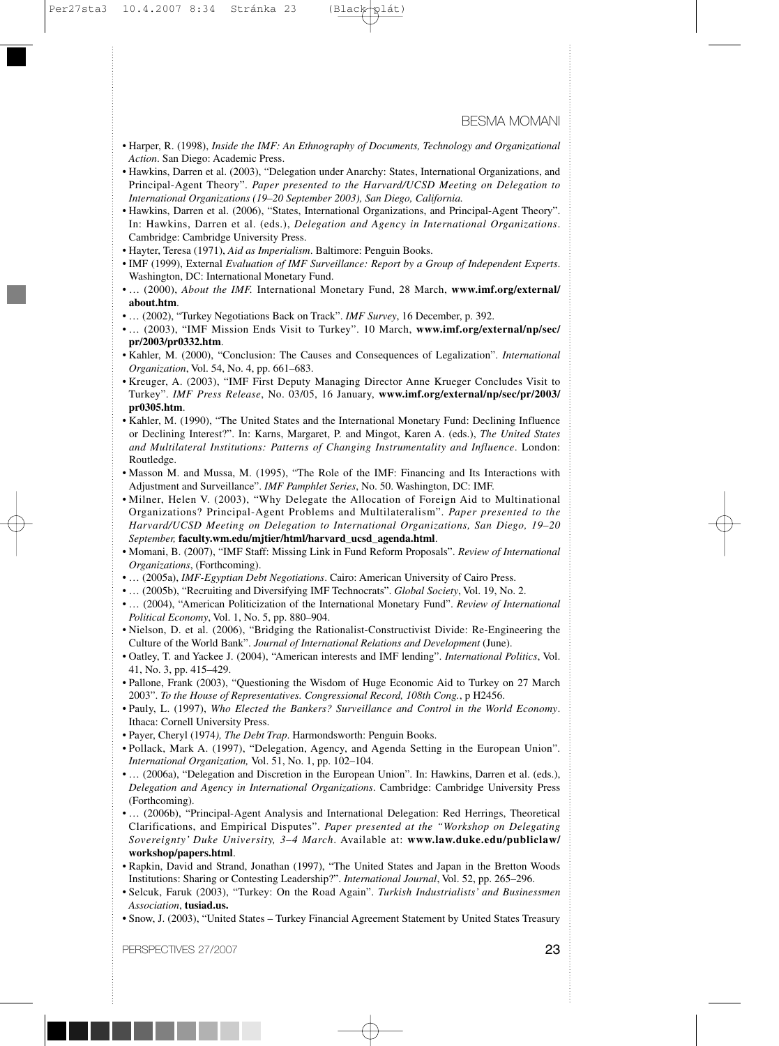- Harper, R. (1998), *Inside the IMF: An Ethnography of Documents, Technology and Organizational Action*. San Diego: Academic Press.
- Hawkins, Darren et al. (2003), "Delegation under Anarchy: States, International Organizations, and Principal-Agent Theory". *Paper presented to the Harvard/UCSD Meeting on Delegation to International Organizations (19–20 September 2003), San Diego, California.*
- Hawkins, Darren et al. (2006), "States, International Organizations, and Principal-Agent Theory". In: Hawkins, Darren et al. (eds.), *Delegation and Agency in International Organizations*. Cambridge: Cambridge University Press.
- Hayter, Teresa (1971), *Aid as Imperialism*. Baltimore: Penguin Books.
- IMF (1999), External *Evaluation of IMF Surveillance: Report by a Group of Independent Experts*. Washington, DC: International Monetary Fund.
- … (2000), *About the IMF.* International Monetary Fund, 28 March, **www.imf.org/external/about.htm**.
- … (2002), "Turkey Negotiations Back on Track". *IMF Survey*, 16 December, p. 392.
- … (2003), "IMF Mission Ends Visit to Turkey". 10 March, **www.imf.org/external/np/sec/pr/2003/pr0332.htm**.
- Kahler, M. (2000), "Conclusion: The Causes and Consequences of Legalization". *International Organization*, Vol. 54, No. 4, pp. 661–683.
- Kreuger, A. (2003), "IMF First Deputy Managing Director Anne Krueger Concludes Visit to Turkey". *IMF Press Release*, No. 03/05, 16 January, **www.imf.org/external/np/sec/pr/2003/pr0305.htm**.
- Kahler, M. (1990), "The United States and the International Monetary Fund: Declining Influence or Declining Interest?". In: Karns, Margaret, P. and Mingot, Karen A. (eds.), *The United States and Multilateral Institutions: Patterns of Changing Instrumentality and Influence*. London: Routledge.
- Masson M. and Mussa, M. (1995), "The Role of the IMF: Financing and Its Interactions with Adjustment and Surveillance". *IMF Pamphlet Series*, No. 50. Washington, DC: IMF.
- Milner, Helen V. (2003), "Why Delegate the Allocation of Foreign Aid to Multinational Organizations? Principal-Agent Problems and Multilateralism". *Paper presented to the Harvard/UCSD Meeting on Delegation to International Organizations, San Diego, 19–20 September,* **faculty.wm.edu/mjtier/html/harvard_ucsd_agenda.html**.
- Momani, B. (2007), "IMF Staff: Missing Link in Fund Reform Proposals". *Review of International Organizations*, (Forthcoming).
- … (2005a), *IMF-Egyptian Debt Negotiations*. Cairo: American University of Cairo Press.
- … (2005b), "Recruiting and Diversifying IMF Technocrats". *Global Society*, Vol. 19, No. 2.
- … (2004), "American Politicization of the International Monetary Fund". *Review of International Political Economy*, Vol. 1, No. 5, pp. 880–904.
- Nielson, D. et al. (2006), "Bridging the Rationalist-Constructivist Divide: Re-Engineering the Culture of the World Bank". *Journal of International Relations and Development* (June).
- Oatley, T. and Yackee J. (2004), "American interests and IMF lending". *International Politics*, Vol. 41, No. 3, pp. 415–429.
- Pallone, Frank (2003), "Questioning the Wisdom of Huge Economic Aid to Turkey on 27 March 2003". *To the House of Representatives. Congressional Record, 108th Cong.*, p H2456.
- Pauly, L. (1997), *Who Elected the Bankers? Surveillance and Control in the World Economy*. Ithaca: Cornell University Press.
- Payer, Cheryl (1974*), The Debt Trap*. Harmondsworth: Penguin Books.
- Pollack, Mark A. (1997), "Delegation, Agency, and Agenda Setting in the European Union". *International Organization,* Vol. 51, No. 1, pp. 102–104.
- … (2006a), "Delegation and Discretion in the European Union". In: Hawkins, Darren et al. (eds.), *Delegation and Agency in International Organizations*. Cambridge: Cambridge University Press (Forthcoming).
- … (2006b), "Principal-Agent Analysis and International Delegation: Red Herrings, Theoretical Clarifications, and Empirical Disputes". *Paper presented at the "Workshop on Delegating Sovereignty' Duke University, 3–4 March*. Available at: **www.law.duke.edu/publiclaw/workshop/papers.html**.
- Rapkin, David and Strand, Jonathan (1997), "The United States and Japan in the Bretton Woods Institutions: Sharing or Contesting Leadership?". *International Journal*, Vol. 52, pp. 265–296.
- Selcuk, Faruk (2003), "Turkey: On the Road Again". *Turkish Industrialists' and Businessmen Association*, **tusiad.us.**
- Snow, J. (2003), "United States – Turkey Financial Agreement Statement by United States Treasury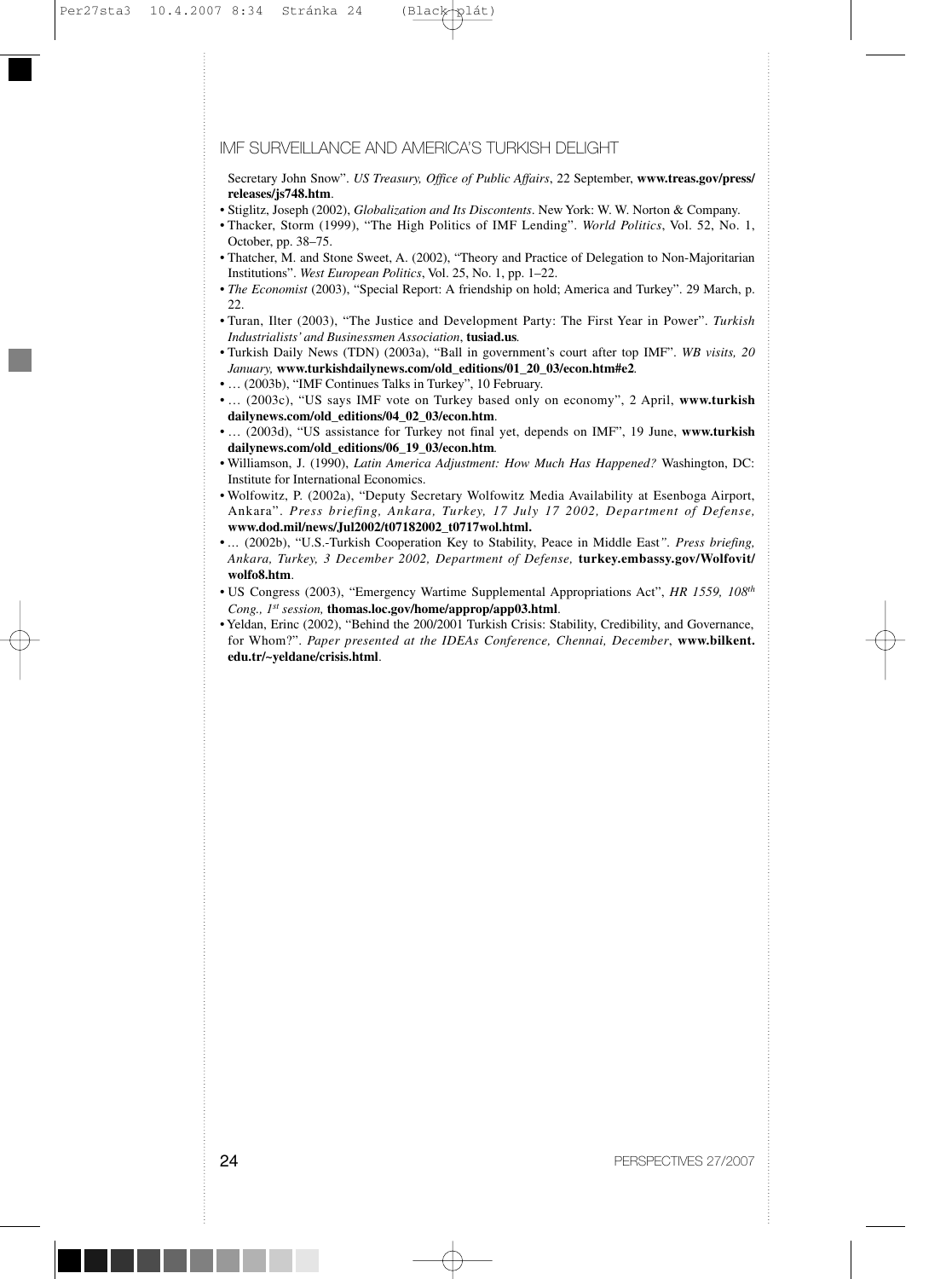Secretary John Snow". *US Treasury, Office of Public Affairs*, 22 September, **www.treas.gov/press/releases/js748.htm**.

- Stiglitz, Joseph (2002), *Globalization and Its Discontents*. New York: W. W. Norton & Company.
- Thacker, Storm (1999), "The High Politics of IMF Lending". *World Politics*, Vol. 52, No. 1, October, pp. 38–75.
- Thatcher, M. and Stone Sweet, A. (2002), "Theory and Practice of Delegation to Non-Majoritarian Institutions". *West European Politics*, Vol. 25, No. 1, pp. 1–22.
- *The Economist* (2003), "Special Report: A friendship on hold; America and Turkey". 29 March, p. 22.
- Turan, Ilter (2003), "The Justice and Development Party: The First Year in Power". *Turkish Industrialists' and Businessmen Association*, **tusiad.us**.
- Turkish Daily News (TDN) (2003a), "Ball in government's court after top IMF". *WB visits, 20 January,* **www.turkishdailynews.com/old_editions/01_20_03/econ.htm#e2**.
- … (2003b), "IMF Continues Talks in Turkey", 10 February.
- … (2003c), "US says IMF vote on Turkey based only on economy", 2 April, **www.turkishdailynews.com/old_editions/04_02_03/econ.htm**.
- … (2003d), "US assistance for Turkey not final yet, depends on IMF", 19 June, **www.turkishdailynews.com/old_editions/06_19_03/econ.htm**.
- Williamson, J. (1990), *Latin America Adjustment: How Much Has Happened?* Washington, DC: Institute for International Economics.
- Wolfowitz, P. (2002a), "Deputy Secretary Wolfowitz Media Availability at Esenboga Airport, Ankara". *Press briefing, Ankara, Turkey, 17 July 17 2002, Department of Defense,* **www.dod.mil/news/Jul2002/t07182002_t0717wol.html.**
- … (2002b), "U.S.-Turkish Cooperation Key to Stability, Peace in Middle East*". Press briefing, Ankara, Turkey, 3 December 2002, Department of Defense,* **turkey.embassy.gov/Wolfovit/wolfo8.htm**.
- US Congress (2003), "Emergency Wartime Supplemental Appropriations Act", *HR 1559, 108th Cong., 1st session,* **thomas.loc.gov/home/approp/app03.html**.
- Yeldan, Erinc (2002), "Behind the 200/2001 Turkish Crisis: Stability, Credibility, and Governance, for Whom?". *Paper presented at the IDEAs Conference, Chennai, December*, **www.bilkent.edu.tr/~yeldane/crisis.html**.